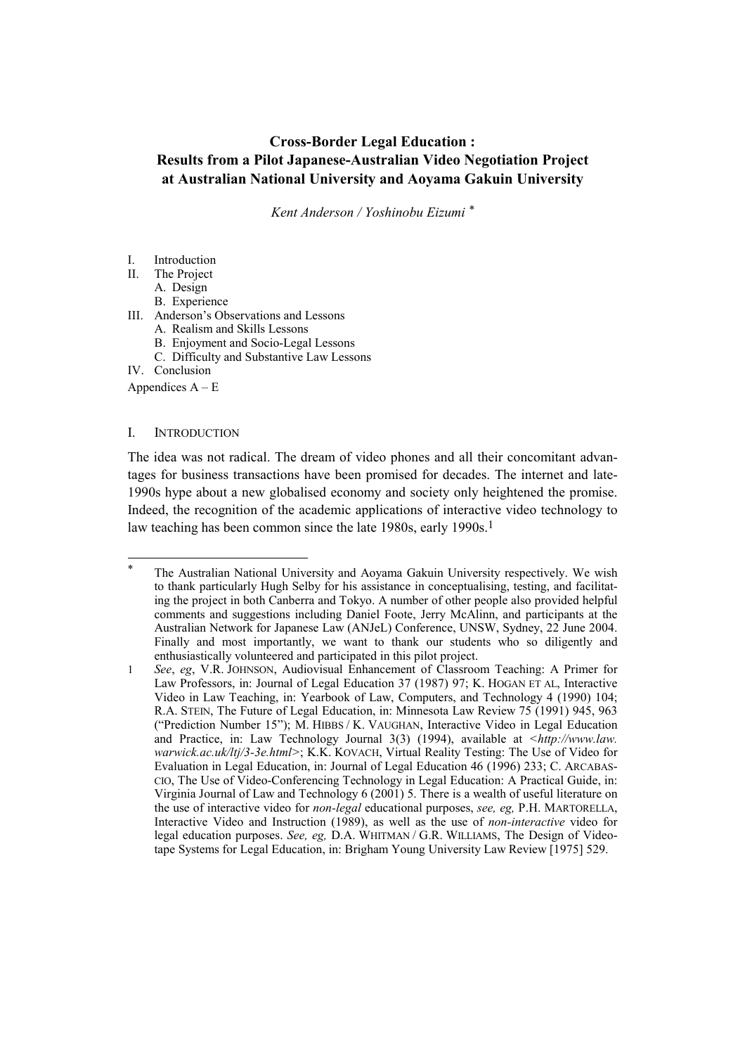# Cross-Border Legal Education : Results from a Pilot Japanese-Australian Video Negotiation Project at Australian National University and Aoyama Gakuin University

*Kent Anderson / Yoshinobu Eizumi* *

I. Introduction
II. The Project
   A. Design
   B. Experience
III. Anderson's Observations and Lessons
   A. Realism and Skills Lessons
   B. Enjoyment and Socio-Legal Lessons
   C. Difficulty and Substantive Law Lessons
IV. Conclusion

Appendices A – E

## I. INTRODUCTION

The idea was not radical. The dream of video phones and all their concomitant advantages for business transactions have been promised for decades. The internet and late-1990s hype about a new globalised economy and society only heightened the promise. Indeed, the recognition of the academic applications of interactive video technology to law teaching has been common since the late 1980s, early 1990s.[1]

---

\* The Australian National University and Aoyama Gakuin University respectively. We wish to thank particularly Hugh Selby for his assistance in conceptualising, testing, and facilitating the project in both Canberra and Tokyo. A number of other people also provided helpful comments and suggestions including Daniel Foote, Jerry McAlinn, and participants at the Australian Network for Japanese Law (ANJeL) Conference, UNSW, Sydney, 22 June 2004. Finally and most importantly, we want to thank our students who so diligently and enthusiastically volunteered and participated in this pilot project.

1 *See*, *eg*, V.R. JOHNSON, Audiovisual Enhancement of Classroom Teaching: A Primer for Law Professors, in: Journal of Legal Education 37 (1987) 97; K. HOGAN ET AL, Interactive Video in Law Teaching, in: Yearbook of Law, Computers, and Technology 4 (1990) 104; R.A. STEIN, The Future of Legal Education, in: Minnesota Law Review 75 (1991) 945, 963 ("Prediction Number 15"); M. HIBBS / K. VAUGHAN, Interactive Video in Legal Education and Practice, in: Law Technology Journal 3(3) (1994), available at *<http://www.law.warwick.ac.uk/ltj/3-3e.html>*; K.K. KOVACH, Virtual Reality Testing: The Use of Video for Evaluation in Legal Education, in: Journal of Legal Education 46 (1996) 233; C. ARCABASCIO, The Use of Video-Conferencing Technology in Legal Education: A Practical Guide, in: Virginia Journal of Law and Technology 6 (2001) 5. There is a wealth of useful literature on the use of interactive video for *non-legal* educational purposes, *see, eg,* P.H. MARTORELLA, Interactive Video and Instruction (1989), as well as the use of *non-interactive* video for legal education purposes. *See, eg,* D.A. WHITMAN / G.R. WILLIAMS, The Design of Videotape Systems for Legal Education, in: Brigham Young University Law Review [1975] 529.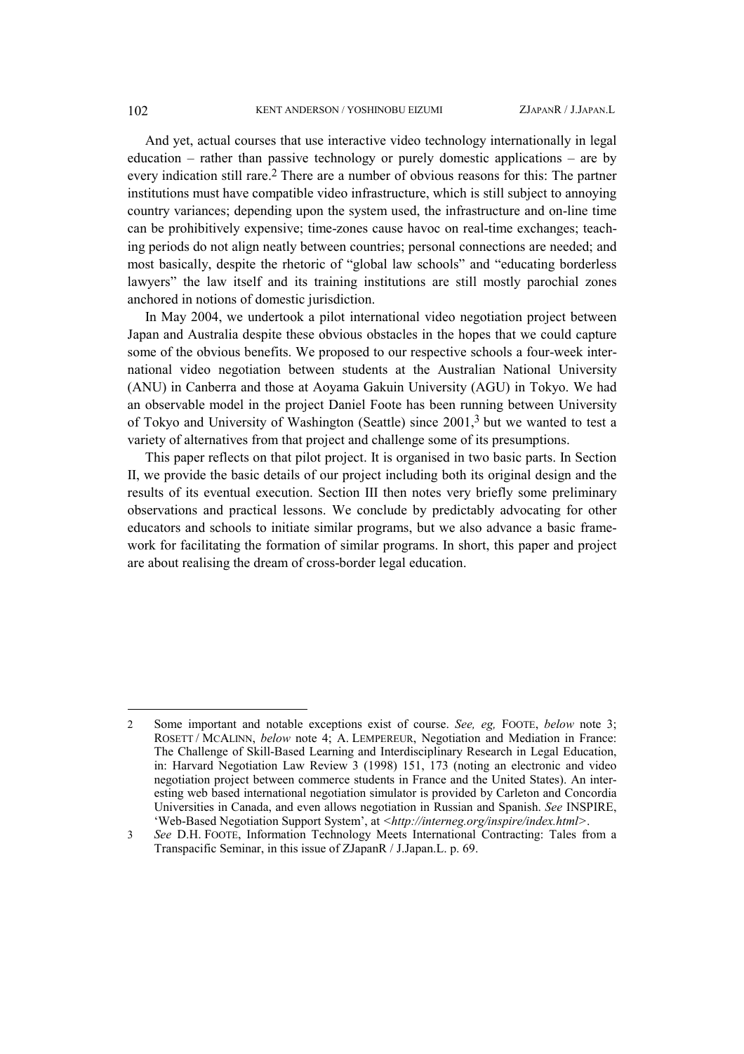And yet, actual courses that use interactive video technology internationally in legal education – rather than passive technology or purely domestic applications – are by every indication still rare.[2] There are a number of obvious reasons for this: The partner institutions must have compatible video infrastructure, which is still subject to annoying country variances; depending upon the system used, the infrastructure and on-line time can be prohibitively expensive; time-zones cause havoc on real-time exchanges; teaching periods do not align neatly between countries; personal connections are needed; and most basically, despite the rhetoric of "global law schools" and "educating borderless lawyers" the law itself and its training institutions are still mostly parochial zones anchored in notions of domestic jurisdiction.

In May 2004, we undertook a pilot international video negotiation project between Japan and Australia despite these obvious obstacles in the hopes that we could capture some of the obvious benefits. We proposed to our respective schools a four-week international video negotiation between students at the Australian National University (ANU) in Canberra and those at Aoyama Gakuin University (AGU) in Tokyo. We had an observable model in the project Daniel Foote has been running between University of Tokyo and University of Washington (Seattle) since 2001,[3] but we wanted to test a variety of alternatives from that project and challenge some of its presumptions.

This paper reflects on that pilot project. It is organised in two basic parts. In Section II, we provide the basic details of our project including both its original design and the results of its eventual execution. Section III then notes very briefly some preliminary observations and practical lessons. We conclude by predictably advocating for other educators and schools to initiate similar programs, but we also advance a basic framework for facilitating the formation of similar programs. In short, this paper and project are about realising the dream of cross-border legal education.

---

2 Some important and notable exceptions exist of course. *See, eg,* FOOTE, *below* note 3; ROSETT / MCALINN, *below* note 4; A. LEMPEREUR, Negotiation and Mediation in France: The Challenge of Skill-Based Learning and Interdisciplinary Research in Legal Education, in: Harvard Negotiation Law Review 3 (1998) 151, 173 (noting an electronic and video negotiation project between commerce students in France and the United States). An interesting web based international negotiation simulator is provided by Carleton and Concordia Universities in Canada, and even allows negotiation in Russian and Spanish. *See* INSPIRE, 'Web-Based Negotiation Support System', at <*http://interneg.org/inspire/index.html*>.

3 *See* D.H. FOOTE, Information Technology Meets International Contracting: Tales from a Transpacific Seminar, in this issue of ZJapanR / J.Japan.L. p. 69.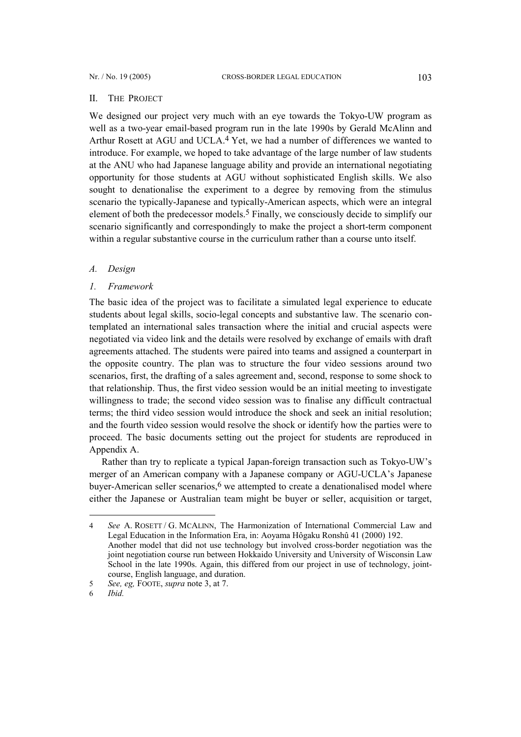## II. THE PROJECT

We designed our project very much with an eye towards the Tokyo-UW program as well as a two-year email-based program run in the late 1990s by Gerald McAlinn and Arthur Rosett at AGU and UCLA.[4] Yet, we had a number of differences we wanted to introduce. For example, we hoped to take advantage of the large number of law students at the ANU who had Japanese language ability and provide an international negotiating opportunity for those students at AGU without sophisticated English skills. We also sought to denationalise the experiment to a degree by removing from the stimulus scenario the typically-Japanese and typically-American aspects, which were an integral element of both the predecessor models.[5] Finally, we consciously decide to simplify our scenario significantly and correspondingly to make the project a short-term component within a regular substantive course in the curriculum rather than a course unto itself.

### *A. Design*

#### *1. Framework*

The basic idea of the project was to facilitate a simulated legal experience to educate students about legal skills, socio-legal concepts and substantive law. The scenario contemplated an international sales transaction where the initial and crucial aspects were negotiated via video link and the details were resolved by exchange of emails with draft agreements attached. The students were paired into teams and assigned a counterpart in the opposite country. The plan was to structure the four video sessions around two scenarios, first, the drafting of a sales agreement and, second, response to some shock to that relationship. Thus, the first video session would be an initial meeting to investigate willingness to trade; the second video session was to finalise any difficult contractual terms; the third video session would introduce the shock and seek an initial resolution; and the fourth video session would resolve the shock or identify how the parties were to proceed. The basic documents setting out the project for students are reproduced in Appendix A.

Rather than try to replicate a typical Japan-foreign transaction such as Tokyo-UW's merger of an American company with a Japanese company or AGU-UCLA's Japanese buyer-American seller scenarios,[6] we attempted to create a denationalised model where either the Japanese or Australian team might be buyer or seller, acquisition or target,

---

4 *See* A. ROSETT / G. MCALINN, The Harmonization of International Commercial Law and Legal Education in the Information Era, in: Aoyama Hôgaku Ronshû 41 (2000) 192.
Another model that did not use technology but involved cross-border negotiation was the joint negotiation course run between Hokkaido University and University of Wisconsin Law School in the late 1990s. Again, this differed from our project in use of technology, joint-course, English language, and duration.

5 *See, eg,* FOOTE, *supra* note 3, at 7.

6 *Ibid.*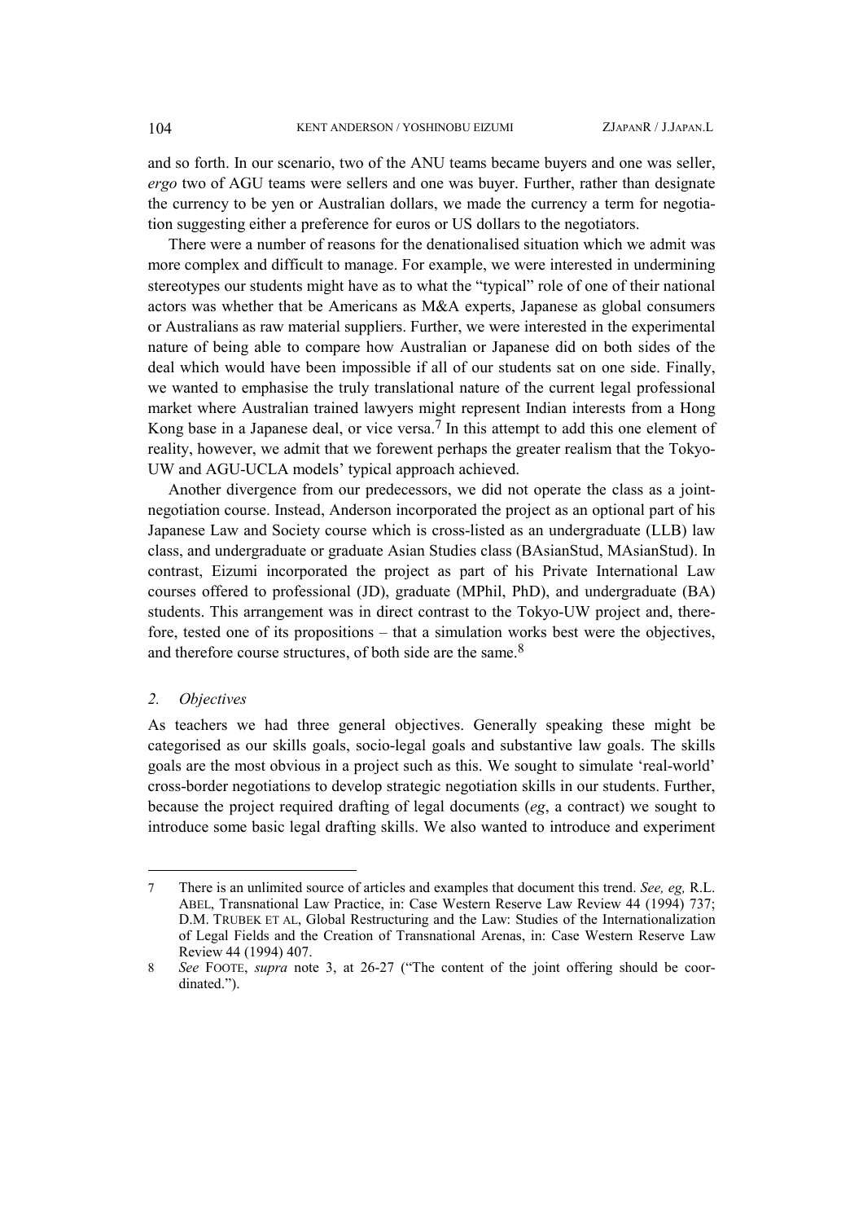and so forth. In our scenario, two of the ANU teams became buyers and one was seller, *ergo* two of AGU teams were sellers and one was buyer. Further, rather than designate the currency to be yen or Australian dollars, we made the currency a term for negotiation suggesting either a preference for euros or US dollars to the negotiators.

There were a number of reasons for the denationalised situation which we admit was more complex and difficult to manage. For example, we were interested in undermining stereotypes our students might have as to what the "typical" role of one of their national actors was whether that be Americans as M&A experts, Japanese as global consumers or Australians as raw material suppliers. Further, we were interested in the experimental nature of being able to compare how Australian or Japanese did on both sides of the deal which would have been impossible if all of our students sat on one side. Finally, we wanted to emphasise the truly translational nature of the current legal professional market where Australian trained lawyers might represent Indian interests from a Hong Kong base in a Japanese deal, or vice versa.[7] In this attempt to add this one element of reality, however, we admit that we forewent perhaps the greater realism that the Tokyo-UW and AGU-UCLA models' typical approach achieved.

Another divergence from our predecessors, we did not operate the class as a joint-negotiation course. Instead, Anderson incorporated the project as an optional part of his Japanese Law and Society course which is cross-listed as an undergraduate (LLB) law class, and undergraduate or graduate Asian Studies class (BAsianStud, MAsianStud). In contrast, Eizumi incorporated the project as part of his Private International Law courses offered to professional (JD), graduate (MPhil, PhD), and undergraduate (BA) students. This arrangement was in direct contrast to the Tokyo-UW project and, therefore, tested one of its propositions – that a simulation works best were the objectives, and therefore course structures, of both side are the same.[8]

### 2. *Objectives*

As teachers we had three general objectives. Generally speaking these might be categorised as our skills goals, socio-legal goals and substantive law goals. The skills goals are the most obvious in a project such as this. We sought to simulate 'real-world' cross-border negotiations to develop strategic negotiation skills in our students. Further, because the project required drafting of legal documents (*eg*, a contract) we sought to introduce some basic legal drafting skills. We also wanted to introduce and experiment

---

7 There is an unlimited source of articles and examples that document this trend. *See, eg,* R.L. ABEL, Transnational Law Practice, in: Case Western Reserve Law Review 44 (1994) 737; D.M. TRUBEK ET AL, Global Restructuring and the Law: Studies of the Internationalization of Legal Fields and the Creation of Transnational Arenas, in: Case Western Reserve Law Review 44 (1994) 407.

8 *See* FOOTE, *supra* note 3, at 26-27 ("The content of the joint offering should be coordinated.").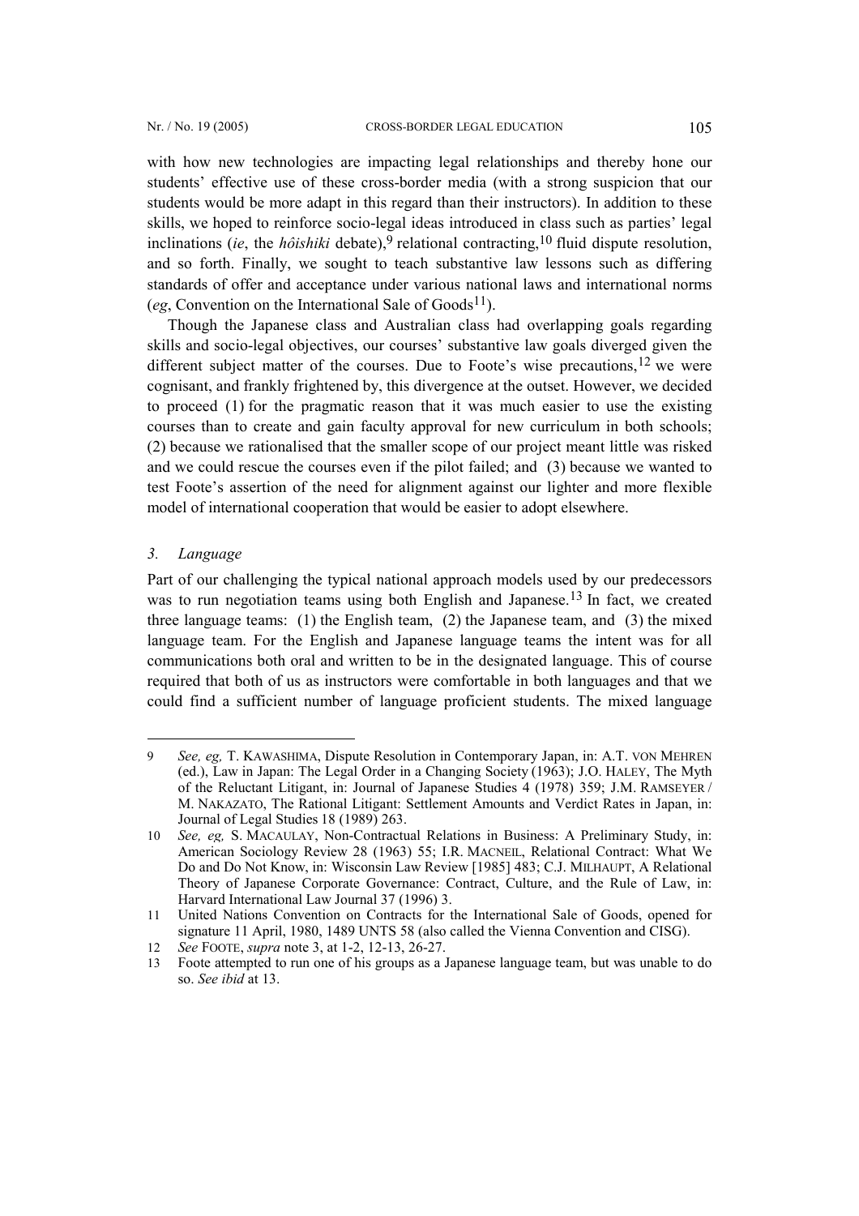with how new technologies are impacting legal relationships and thereby hone our students' effective use of these cross-border media (with a strong suspicion that our students would be more adapt in this regard than their instructors). In addition to these skills, we hoped to reinforce socio-legal ideas introduced in class such as parties' legal inclinations (*ie*, the *hôishiki* debate),[9] relational contracting,[10] fluid dispute resolution, and so forth. Finally, we sought to teach substantive law lessons such as differing standards of offer and acceptance under various national laws and international norms (*eg*, Convention on the International Sale of Goods[11]).

Though the Japanese class and Australian class had overlapping goals regarding skills and socio-legal objectives, our courses' substantive law goals diverged given the different subject matter of the courses. Due to Foote's wise precautions,[12] we were cognisant, and frankly frightened by, this divergence at the outset. However, we decided to proceed (1) for the pragmatic reason that it was much easier to use the existing courses than to create and gain faculty approval for new curriculum in both schools; (2) because we rationalised that the smaller scope of our project meant little was risked and we could rescue the courses even if the pilot failed; and (3) because we wanted to test Foote's assertion of the need for alignment against our lighter and more flexible model of international cooperation that would be easier to adopt elsewhere.

### *3. Language*

Part of our challenging the typical national approach models used by our predecessors was to run negotiation teams using both English and Japanese.[13] In fact, we created three language teams: (1) the English team, (2) the Japanese team, and (3) the mixed language team. For the English and Japanese language teams the intent was for all communications both oral and written to be in the designated language. This of course required that both of us as instructors were comfortable in both languages and that we could find a sufficient number of language proficient students. The mixed language

---

9 *See, eg,* T. KAWASHIMA, Dispute Resolution in Contemporary Japan, in: A.T. VON MEHREN (ed.), Law in Japan: The Legal Order in a Changing Society (1963); J.O. HALEY, The Myth of the Reluctant Litigant, in: Journal of Japanese Studies 4 (1978) 359; J.M. RAMSEYER / M. NAKAZATO, The Rational Litigant: Settlement Amounts and Verdict Rates in Japan, in: Journal of Legal Studies 18 (1989) 263.

10 *See, eg,* S. MACAULAY, Non-Contractual Relations in Business: A Preliminary Study, in: American Sociology Review 28 (1963) 55; I.R. MACNEIL, Relational Contract: What We Do and Do Not Know, in: Wisconsin Law Review [1985] 483; C.J. MILHAUPT, A Relational Theory of Japanese Corporate Governance: Contract, Culture, and the Rule of Law, in: Harvard International Law Journal 37 (1996) 3.

11 United Nations Convention on Contracts for the International Sale of Goods, opened for signature 11 April, 1980, 1489 UNTS 58 (also called the Vienna Convention and CISG).

12 *See* FOOTE, *supra* note 3, at 1-2, 12-13, 26-27.

13 Foote attempted to run one of his groups as a Japanese language team, but was unable to do so. *See ibid* at 13.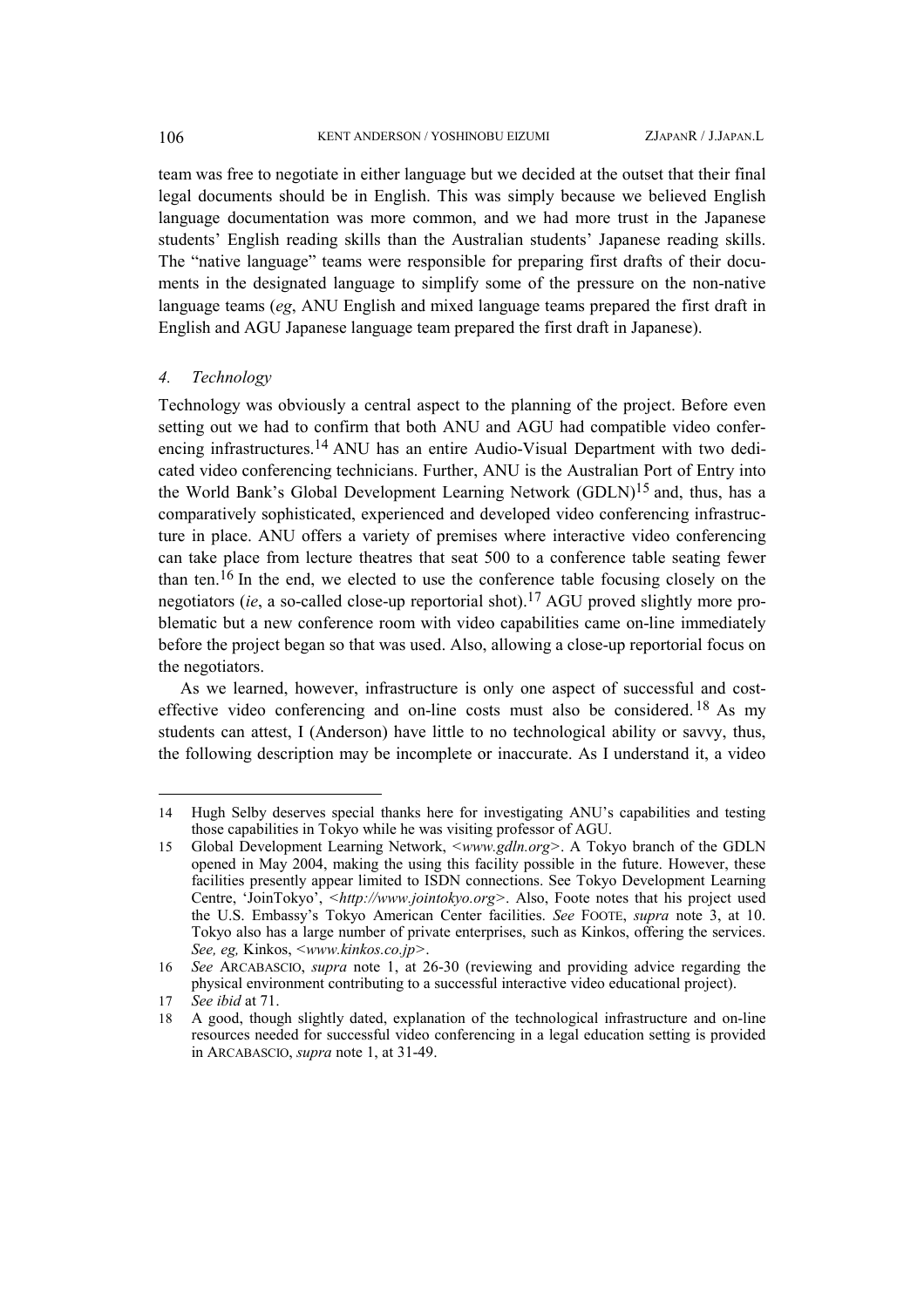team was free to negotiate in either language but we decided at the outset that their final legal documents should be in English. This was simply because we believed English language documentation was more common, and we had more trust in the Japanese students' English reading skills than the Australian students' Japanese reading skills. The "native language" teams were responsible for preparing first drafts of their documents in the designated language to simplify some of the pressure on the non-native language teams (*eg*, ANU English and mixed language teams prepared the first draft in English and AGU Japanese language team prepared the first draft in Japanese).

### *4. Technology*

Technology was obviously a central aspect to the planning of the project. Before even setting out we had to confirm that both ANU and AGU had compatible video conferencing infrastructures.[14] ANU has an entire Audio-Visual Department with two dedicated video conferencing technicians. Further, ANU is the Australian Port of Entry into the World Bank's Global Development Learning Network (GDLN)[15] and, thus, has a comparatively sophisticated, experienced and developed video conferencing infrastructure in place. ANU offers a variety of premises where interactive video conferencing can take place from lecture theatres that seat 500 to a conference table seating fewer than ten.[16] In the end, we elected to use the conference table focusing closely on the negotiators (*ie*, a so-called close-up reportorial shot).[17] AGU proved slightly more problematic but a new conference room with video capabilities came on-line immediately before the project began so that was used. Also, allowing a close-up reportorial focus on the negotiators.

As we learned, however, infrastructure is only one aspect of successful and cost-effective video conferencing and on-line costs must also be considered.[18] As my students can attest, I (Anderson) have little to no technological ability or savvy, thus, the following description may be incomplete or inaccurate. As I understand it, a video

---

14 Hugh Selby deserves special thanks here for investigating ANU's capabilities and testing those capabilities in Tokyo while he was visiting professor of AGU.

15 Global Development Learning Network, <*www.gdln.org*>. A Tokyo branch of the GDLN opened in May 2004, making the using this facility possible in the future. However, these facilities presently appear limited to ISDN connections. See Tokyo Development Learning Centre, 'JoinTokyo', <*http://www.jointokyo.org*>. Also, Foote notes that his project used the U.S. Embassy's Tokyo American Center facilities. *See* FOOTE, *supra* note 3, at 10. Tokyo also has a large number of private enterprises, such as Kinkos, offering the services. *See, eg,* Kinkos, <*www.kinkos.co.jp*>.

16 *See* ARCABASCIO, *supra* note 1, at 26-30 (reviewing and providing advice regarding the physical environment contributing to a successful interactive video educational project).

17 *See ibid* at 71.

18 A good, though slightly dated, explanation of the technological infrastructure and on-line resources needed for successful video conferencing in a legal education setting is provided in ARCABASCIO, *supra* note 1, at 31-49.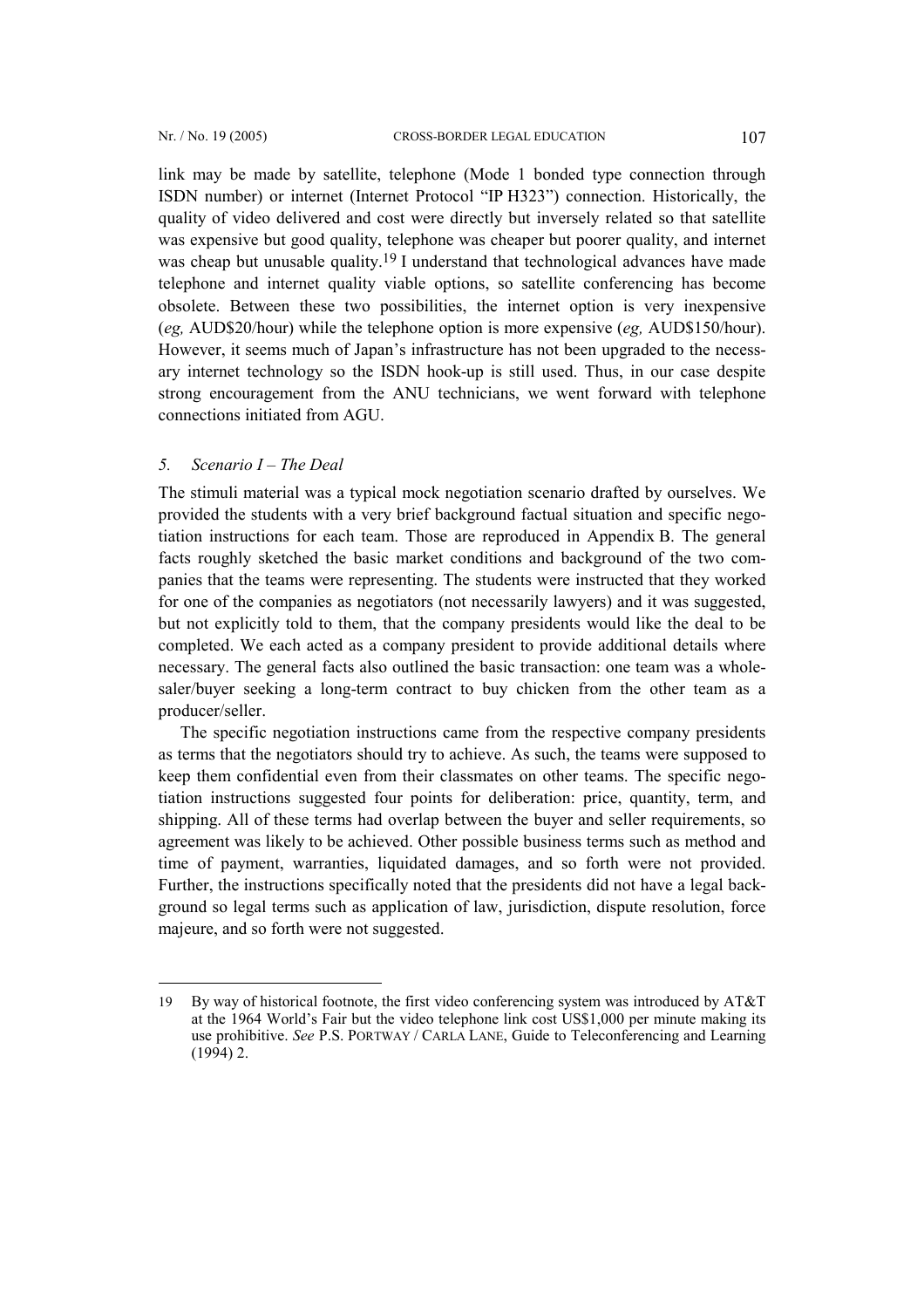link may be made by satellite, telephone (Mode 1 bonded type connection through ISDN number) or internet (Internet Protocol "IP H323") connection. Historically, the quality of video delivered and cost were directly but inversely related so that satellite was expensive but good quality, telephone was cheaper but poorer quality, and internet was cheap but unusable quality.[19] I understand that technological advances have made telephone and internet quality viable options, so satellite conferencing has become obsolete. Between these two possibilities, the internet option is very inexpensive (*eg,* AUD$20/hour) while the telephone option is more expensive (*eg,* AUD$150/hour). However, it seems much of Japan's infrastructure has not been upgraded to the necessary internet technology so the ISDN hook-up is still used. Thus, in our case despite strong encouragement from the ANU technicians, we went forward with telephone connections initiated from AGU.

### *5. Scenario I – The Deal*

The stimuli material was a typical mock negotiation scenario drafted by ourselves. We provided the students with a very brief background factual situation and specific negotiation instructions for each team. Those are reproduced in Appendix B. The general facts roughly sketched the basic market conditions and background of the two companies that the teams were representing. The students were instructed that they worked for one of the companies as negotiators (not necessarily lawyers) and it was suggested, but not explicitly told to them, that the company presidents would like the deal to be completed. We each acted as a company president to provide additional details where necessary. The general facts also outlined the basic transaction: one team was a wholesaler/buyer seeking a long-term contract to buy chicken from the other team as a producer/seller.

The specific negotiation instructions came from the respective company presidents as terms that the negotiators should try to achieve. As such, the teams were supposed to keep them confidential even from their classmates on other teams. The specific negotiation instructions suggested four points for deliberation: price, quantity, term, and shipping. All of these terms had overlap between the buyer and seller requirements, so agreement was likely to be achieved. Other possible business terms such as method and time of payment, warranties, liquidated damages, and so forth were not provided. Further, the instructions specifically noted that the presidents did not have a legal background so legal terms such as application of law, jurisdiction, dispute resolution, force majeure, and so forth were not suggested.

---

19 By way of historical footnote, the first video conferencing system was introduced by AT&T at the 1964 World's Fair but the video telephone link cost US$1,000 per minute making its use prohibitive. *See* P.S. PORTWAY / CARLA LANE, Guide to Teleconferencing and Learning (1994) 2.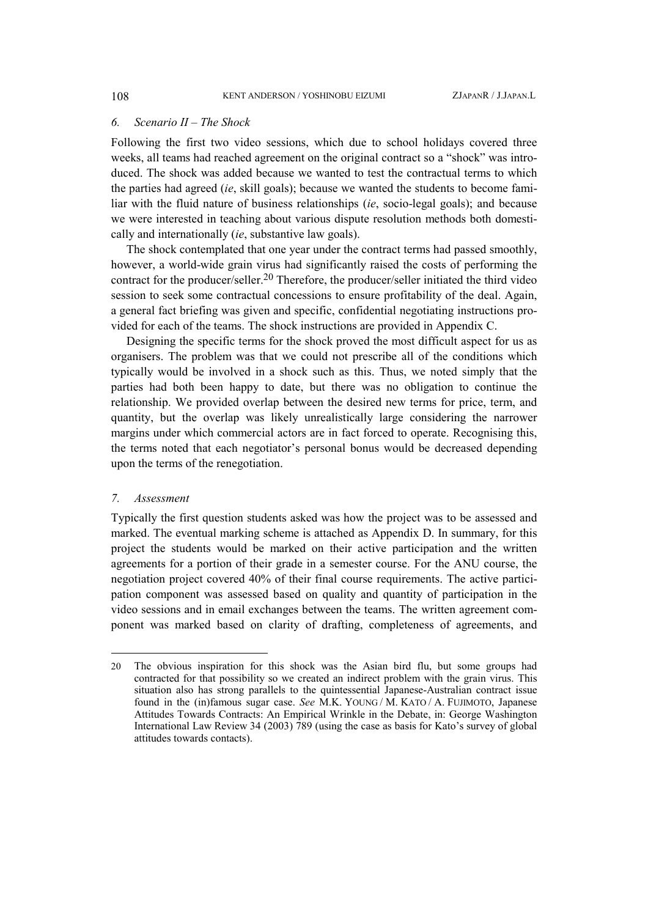### *6. Scenario II – The Shock*

Following the first two video sessions, which due to school holidays covered three weeks, all teams had reached agreement on the original contract so a "shock" was introduced. The shock was added because we wanted to test the contractual terms to which the parties had agreed (*ie*, skill goals); because we wanted the students to become familiar with the fluid nature of business relationships (*ie*, socio-legal goals); and because we were interested in teaching about various dispute resolution methods both domestically and internationally (*ie*, substantive law goals).

The shock contemplated that one year under the contract terms had passed smoothly, however, a world-wide grain virus had significantly raised the costs of performing the contract for the producer/seller.[20] Therefore, the producer/seller initiated the third video session to seek some contractual concessions to ensure profitability of the deal. Again, a general fact briefing was given and specific, confidential negotiating instructions provided for each of the teams. The shock instructions are provided in Appendix C.

Designing the specific terms for the shock proved the most difficult aspect for us as organisers. The problem was that we could not prescribe all of the conditions which typically would be involved in a shock such as this. Thus, we noted simply that the parties had both been happy to date, but there was no obligation to continue the relationship. We provided overlap between the desired new terms for price, term, and quantity, but the overlap was likely unrealistically large considering the narrower margins under which commercial actors are in fact forced to operate. Recognising this, the terms noted that each negotiator's personal bonus would be decreased depending upon the terms of the renegotiation.

### *7. Assessment*

Typically the first question students asked was how the project was to be assessed and marked. The eventual marking scheme is attached as Appendix D. In summary, for this project the students would be marked on their active participation and the written agreements for a portion of their grade in a semester course. For the ANU course, the negotiation project covered 40% of their final course requirements. The active participation component was assessed based on quality and quantity of participation in the video sessions and in email exchanges between the teams. The written agreement component was marked based on clarity of drafting, completeness of agreements, and

---

20 The obvious inspiration for this shock was the Asian bird flu, but some groups had contracted for that possibility so we created an indirect problem with the grain virus. This situation also has strong parallels to the quintessential Japanese-Australian contract issue found in the (in)famous sugar case. *See* M.K. YOUNG / M. KATO / A. FUJIMOTO, Japanese Attitudes Towards Contracts: An Empirical Wrinkle in the Debate, in: George Washington International Law Review 34 (2003) 789 (using the case as basis for Kato's survey of global attitudes towards contacts).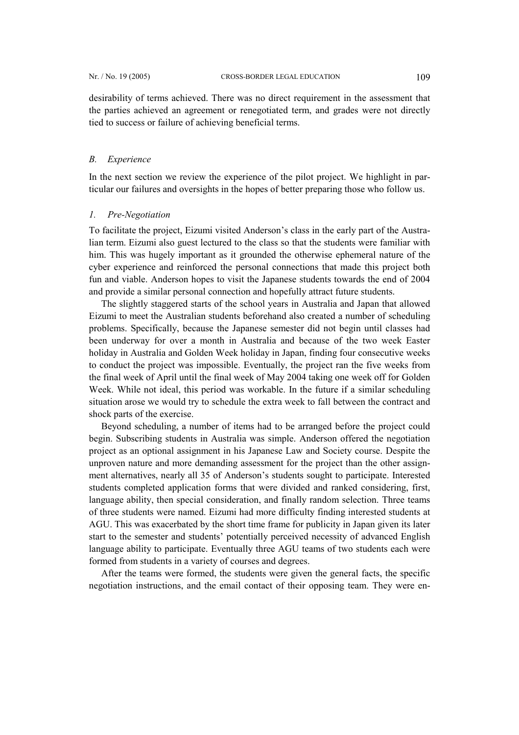desirability of terms achieved. There was no direct requirement in the assessment that the parties achieved an agreement or renegotiated term, and grades were not directly tied to success or failure of achieving beneficial terms.

### *B. Experience*

In the next section we review the experience of the pilot project. We highlight in particular our failures and oversights in the hopes of better preparing those who follow us.

#### *1. Pre-Negotiation*

To facilitate the project, Eizumi visited Anderson's class in the early part of the Australian term. Eizumi also guest lectured to the class so that the students were familiar with him. This was hugely important as it grounded the otherwise ephemeral nature of the cyber experience and reinforced the personal connections that made this project both fun and viable. Anderson hopes to visit the Japanese students towards the end of 2004 and provide a similar personal connection and hopefully attract future students.

The slightly staggered starts of the school years in Australia and Japan that allowed Eizumi to meet the Australian students beforehand also created a number of scheduling problems. Specifically, because the Japanese semester did not begin until classes had been underway for over a month in Australia and because of the two week Easter holiday in Australia and Golden Week holiday in Japan, finding four consecutive weeks to conduct the project was impossible. Eventually, the project ran the five weeks from the final week of April until the final week of May 2004 taking one week off for Golden Week. While not ideal, this period was workable. In the future if a similar scheduling situation arose we would try to schedule the extra week to fall between the contract and shock parts of the exercise.

Beyond scheduling, a number of items had to be arranged before the project could begin. Subscribing students in Australia was simple. Anderson offered the negotiation project as an optional assignment in his Japanese Law and Society course. Despite the unproven nature and more demanding assessment for the project than the other assignment alternatives, nearly all 35 of Anderson's students sought to participate. Interested students completed application forms that were divided and ranked considering, first, language ability, then special consideration, and finally random selection. Three teams of three students were named. Eizumi had more difficulty finding interested students at AGU. This was exacerbated by the short time frame for publicity in Japan given its later start to the semester and students' potentially perceived necessity of advanced English language ability to participate. Eventually three AGU teams of two students each were formed from students in a variety of courses and degrees.

After the teams were formed, the students were given the general facts, the specific negotiation instructions, and the email contact of their opposing team. They were en-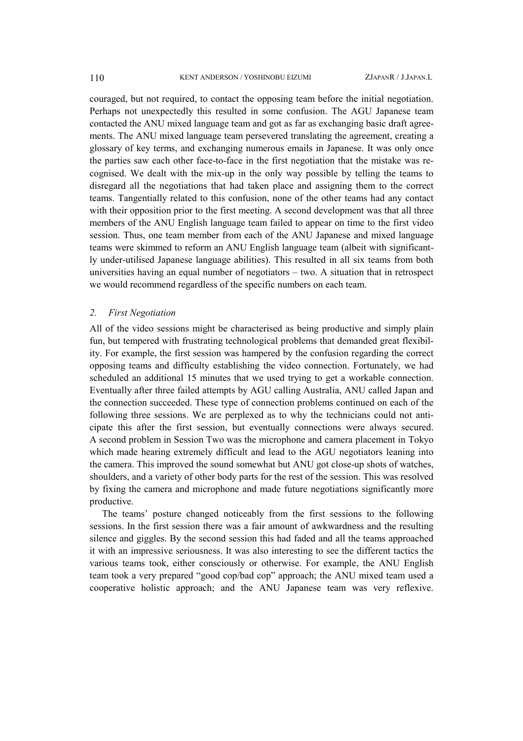couraged, but not required, to contact the opposing team before the initial negotiation. Perhaps not unexpectedly this resulted in some confusion. The AGU Japanese team contacted the ANU mixed language team and got as far as exchanging basic draft agreements. The ANU mixed language team persevered translating the agreement, creating a glossary of key terms, and exchanging numerous emails in Japanese. It was only once the parties saw each other face-to-face in the first negotiation that the mistake was recognised. We dealt with the mix-up in the only way possible by telling the teams to disregard all the negotiations that had taken place and assigning them to the correct teams. Tangentially related to this confusion, none of the other teams had any contact with their opposition prior to the first meeting. A second development was that all three members of the ANU English language team failed to appear on time to the first video session. Thus, one team member from each of the ANU Japanese and mixed language teams were skimmed to reform an ANU English language team (albeit with significantly under-utilised Japanese language abilities). This resulted in all six teams from both universities having an equal number of negotiators – two. A situation that in retrospect we would recommend regardless of the specific numbers on each team.

### 2. *First Negotiation*

All of the video sessions might be characterised as being productive and simply plain fun, but tempered with frustrating technological problems that demanded great flexibility. For example, the first session was hampered by the confusion regarding the correct opposing teams and difficulty establishing the video connection. Fortunately, we had scheduled an additional 15 minutes that we used trying to get a workable connection. Eventually after three failed attempts by AGU calling Australia, ANU called Japan and the connection succeeded. These type of connection problems continued on each of the following three sessions. We are perplexed as to why the technicians could not anticipate this after the first session, but eventually connections were always secured. A second problem in Session Two was the microphone and camera placement in Tokyo which made hearing extremely difficult and lead to the AGU negotiators leaning into the camera. This improved the sound somewhat but ANU got close-up shots of watches, shoulders, and a variety of other body parts for the rest of the session. This was resolved by fixing the camera and microphone and made future negotiations significantly more productive.

The teams' posture changed noticeably from the first sessions to the following sessions. In the first session there was a fair amount of awkwardness and the resulting silence and giggles. By the second session this had faded and all the teams approached it with an impressive seriousness. It was also interesting to see the different tactics the various teams took, either consciously or otherwise. For example, the ANU English team took a very prepared "good cop/bad cop" approach; the ANU mixed team used a cooperative holistic approach; and the ANU Japanese team was very reflexive.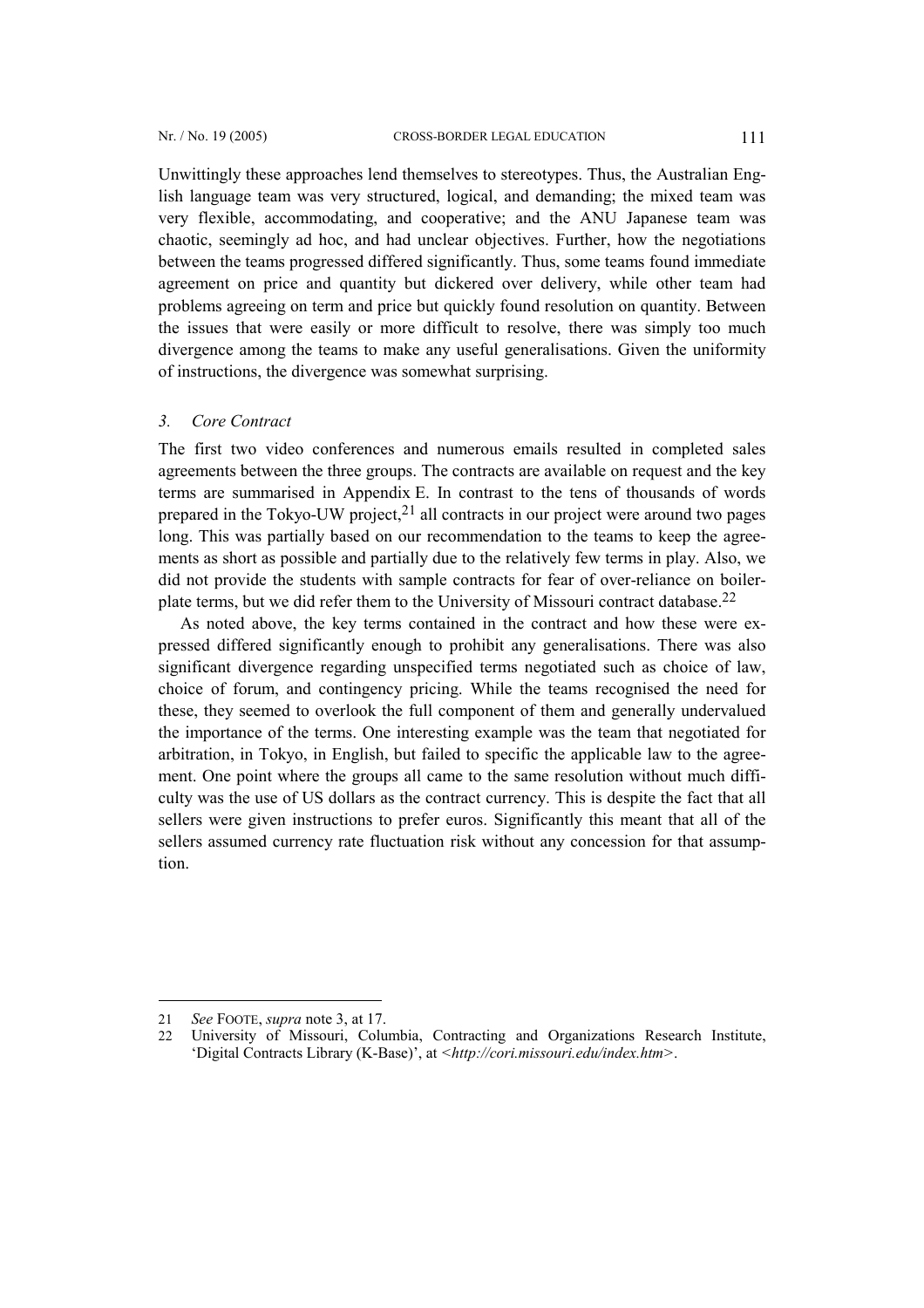Unwittingly these approaches lend themselves to stereotypes. Thus, the Australian English language team was very structured, logical, and demanding; the mixed team was very flexible, accommodating, and cooperative; and the ANU Japanese team was chaotic, seemingly ad hoc, and had unclear objectives. Further, how the negotiations between the teams progressed differed significantly. Thus, some teams found immediate agreement on price and quantity but dickered over delivery, while other team had problems agreeing on term and price but quickly found resolution on quantity. Between the issues that were easily or more difficult to resolve, there was simply too much divergence among the teams to make any useful generalisations. Given the uniformity of instructions, the divergence was somewhat surprising.

### *3. Core Contract*

The first two video conferences and numerous emails resulted in completed sales agreements between the three groups. The contracts are available on request and the key terms are summarised in Appendix E. In contrast to the tens of thousands of words prepared in the Tokyo-UW project,[21] all contracts in our project were around two pages long. This was partially based on our recommendation to the teams to keep the agreements as short as possible and partially due to the relatively few terms in play. Also, we did not provide the students with sample contracts for fear of over-reliance on boilerplate terms, but we did refer them to the University of Missouri contract database.[22]

As noted above, the key terms contained in the contract and how these were expressed differed significantly enough to prohibit any generalisations. There was also significant divergence regarding unspecified terms negotiated such as choice of law, choice of forum, and contingency pricing. While the teams recognised the need for these, they seemed to overlook the full component of them and generally undervalued the importance of the terms. One interesting example was the team that negotiated for arbitration, in Tokyo, in English, but failed to specific the applicable law to the agreement. One point where the groups all came to the same resolution without much difficulty was the use of US dollars as the contract currency. This is despite the fact that all sellers were given instructions to prefer euros. Significantly this meant that all of the sellers assumed currency rate fluctuation risk without any concession for that assumption.

---

21 *See* FOOTE, *supra* note 3, at 17.

22 University of Missouri, Columbia, Contracting and Organizations Research Institute, 'Digital Contracts Library (K-Base)', at <*http://cori.missouri.edu/index.htm*>.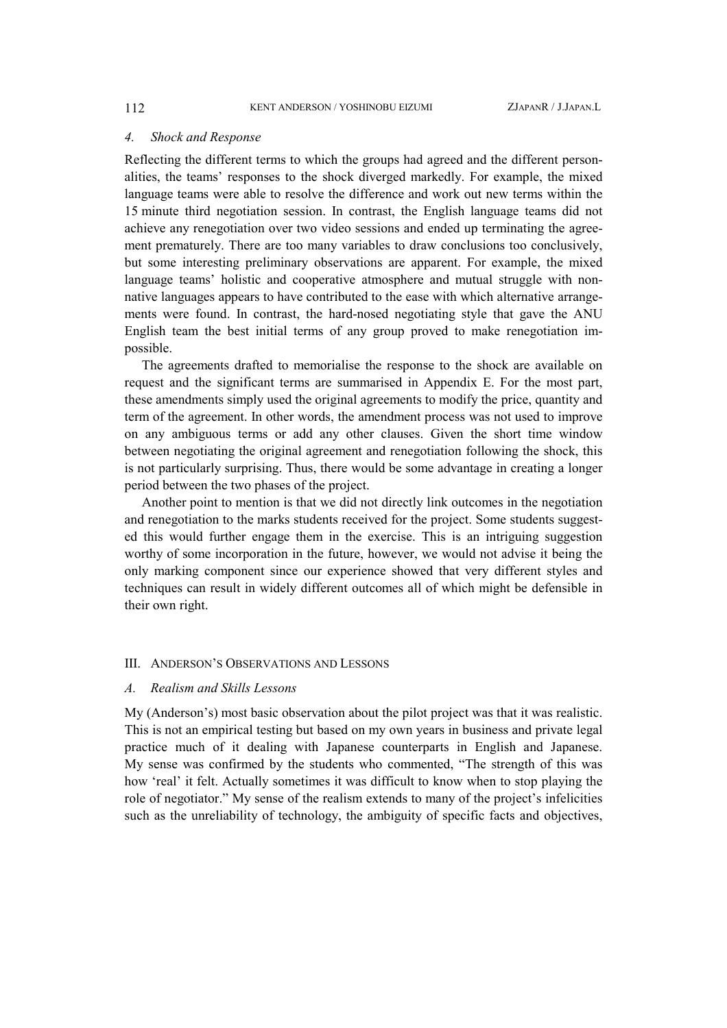### *4. Shock and Response*

Reflecting the different terms to which the groups had agreed and the different personalities, the teams' responses to the shock diverged markedly. For example, the mixed language teams were able to resolve the difference and work out new terms within the 15 minute third negotiation session. In contrast, the English language teams did not achieve any renegotiation over two video sessions and ended up terminating the agreement prematurely. There are too many variables to draw conclusions too conclusively, but some interesting preliminary observations are apparent. For example, the mixed language teams' holistic and cooperative atmosphere and mutual struggle with non-native languages appears to have contributed to the ease with which alternative arrangements were found. In contrast, the hard-nosed negotiating style that gave the ANU English team the best initial terms of any group proved to make renegotiation impossible.

The agreements drafted to memorialise the response to the shock are available on request and the significant terms are summarised in Appendix E. For the most part, these amendments simply used the original agreements to modify the price, quantity and term of the agreement. In other words, the amendment process was not used to improve on any ambiguous terms or add any other clauses. Given the short time window between negotiating the original agreement and renegotiation following the shock, this is not particularly surprising. Thus, there would be some advantage in creating a longer period between the two phases of the project.

Another point to mention is that we did not directly link outcomes in the negotiation and renegotiation to the marks students received for the project. Some students suggested this would further engage them in the exercise. This is an intriguing suggestion worthy of some incorporation in the future, however, we would not advise it being the only marking component since our experience showed that very different styles and techniques can result in widely different outcomes all of which might be defensible in their own right.

## III. Anderson's Observations and Lessons

### *A. Realism and Skills Lessons*

My (Anderson's) most basic observation about the pilot project was that it was realistic. This is not an empirical testing but based on my own years in business and private legal practice much of it dealing with Japanese counterparts in English and Japanese. My sense was confirmed by the students who commented, "The strength of this was how 'real' it felt. Actually sometimes it was difficult to know when to stop playing the role of negotiator." My sense of the realism extends to many of the project's infelicities such as the unreliability of technology, the ambiguity of specific facts and objectives,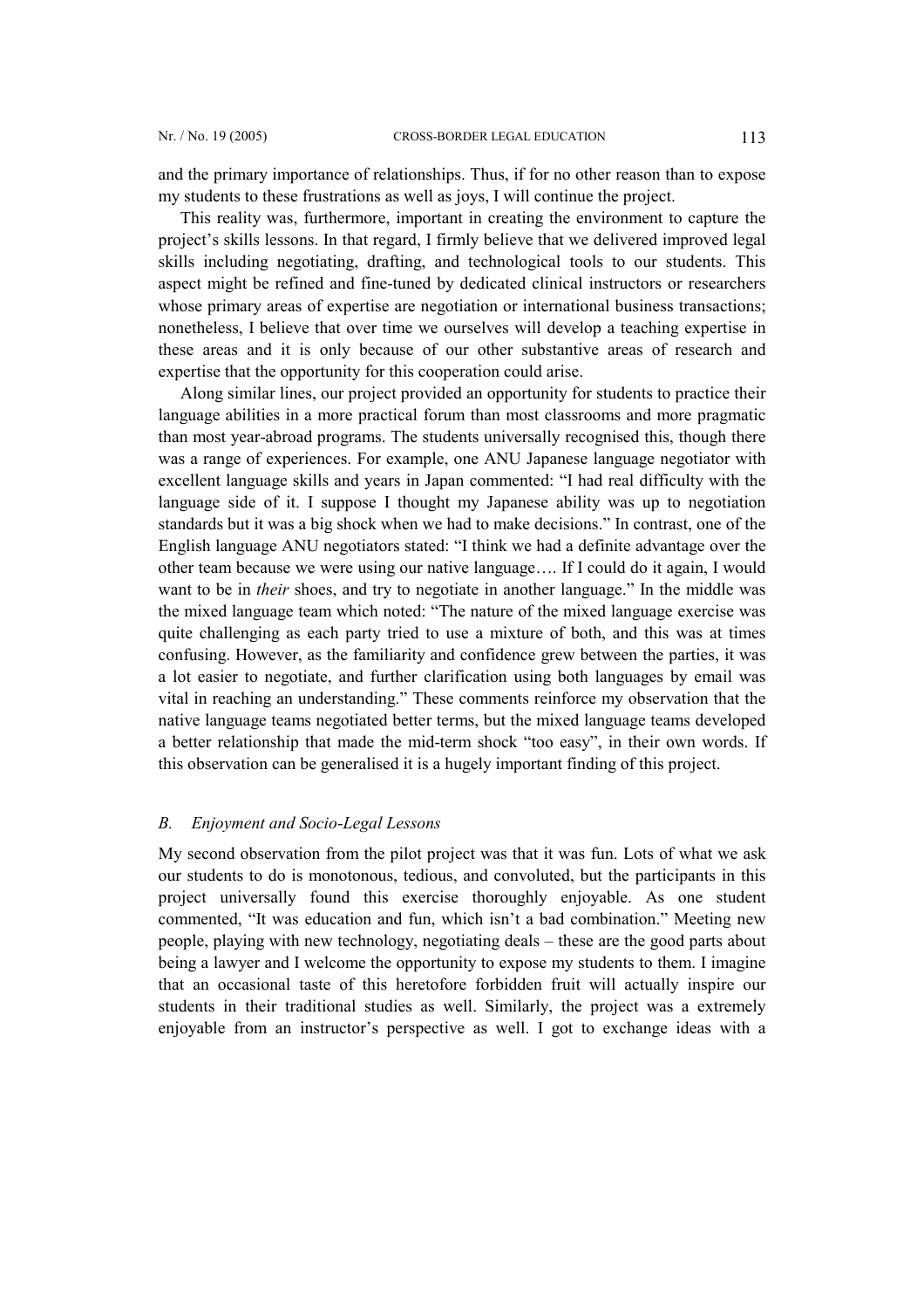and the primary importance of relationships. Thus, if for no other reason than to expose my students to these frustrations as well as joys, I will continue the project.

This reality was, furthermore, important in creating the environment to capture the project's skills lessons. In that regard, I firmly believe that we delivered improved legal skills including negotiating, drafting, and technological tools to our students. This aspect might be refined and fine-tuned by dedicated clinical instructors or researchers whose primary areas of expertise are negotiation or international business transactions; nonetheless, I believe that over time we ourselves will develop a teaching expertise in these areas and it is only because of our other substantive areas of research and expertise that the opportunity for this cooperation could arise.

Along similar lines, our project provided an opportunity for students to practice their language abilities in a more practical forum than most classrooms and more pragmatic than most year-abroad programs. The students universally recognised this, though there was a range of experiences. For example, one ANU Japanese language negotiator with excellent language skills and years in Japan commented: "I had real difficulty with the language side of it. I suppose I thought my Japanese ability was up to negotiation standards but it was a big shock when we had to make decisions." In contrast, one of the English language ANU negotiators stated: "I think we had a definite advantage over the other team because we were using our native language…. If I could do it again, I would want to be in *their* shoes, and try to negotiate in another language." In the middle was the mixed language team which noted: "The nature of the mixed language exercise was quite challenging as each party tried to use a mixture of both, and this was at times confusing. However, as the familiarity and confidence grew between the parties, it was a lot easier to negotiate, and further clarification using both languages by email was vital in reaching an understanding." These comments reinforce my observation that the native language teams negotiated better terms, but the mixed language teams developed a better relationship that made the mid-term shock "too easy", in their own words. If this observation can be generalised it is a hugely important finding of this project.

### *B. Enjoyment and Socio-Legal Lessons*

My second observation from the pilot project was that it was fun. Lots of what we ask our students to do is monotonous, tedious, and convoluted, but the participants in this project universally found this exercise thoroughly enjoyable. As one student commented, "It was education and fun, which isn't a bad combination." Meeting new people, playing with new technology, negotiating deals – these are the good parts about being a lawyer and I welcome the opportunity to expose my students to them. I imagine that an occasional taste of this heretofore forbidden fruit will actually inspire our students in their traditional studies as well. Similarly, the project was a extremely enjoyable from an instructor's perspective as well. I got to exchange ideas with a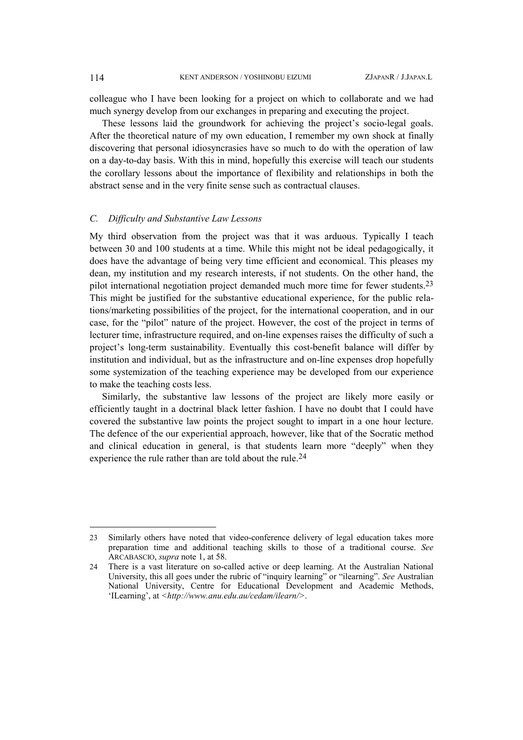colleague who I have been looking for a project on which to collaborate and we had much synergy develop from our exchanges in preparing and executing the project.

These lessons laid the groundwork for achieving the project's socio-legal goals. After the theoretical nature of my own education, I remember my own shock at finally discovering that personal idiosyncrasies have so much to do with the operation of law on a day-to-day basis. With this in mind, hopefully this exercise will teach our students the corollary lessons about the importance of flexibility and relationships in both the abstract sense and in the very finite sense such as contractual clauses.

### C. *Difficulty and Substantive Law Lessons*

My third observation from the project was that it was arduous. Typically I teach between 30 and 100 students at a time. While this might not be ideal pedagogically, it does have the advantage of being very time efficient and economical. This pleases my dean, my institution and my research interests, if not students. On the other hand, the pilot international negotiation project demanded much more time for fewer students.[23] This might be justified for the substantive educational experience, for the public relations/marketing possibilities of the project, for the international cooperation, and in our case, for the "pilot" nature of the project. However, the cost of the project in terms of lecturer time, infrastructure required, and on-line expenses raises the difficulty of such a project's long-term sustainability. Eventually this cost-benefit balance will differ by institution and individual, but as the infrastructure and on-line expenses drop hopefully some systemization of the teaching experience may be developed from our experience to make the teaching costs less.

Similarly, the substantive law lessons of the project are likely more easily or efficiently taught in a doctrinal black letter fashion. I have no doubt that I could have covered the substantive law points the project sought to impart in a one hour lecture. The defence of the our experiential approach, however, like that of the Socratic method and clinical education in general, is that students learn more "deeply" when they experience the rule rather than are told about the rule.[24]

---

23 Similarly others have noted that video-conference delivery of legal education takes more preparation time and additional teaching skills to those of a traditional course. *See* ARCABASCIO, *supra* note 1, at 58.

24 There is a vast literature on so-called active or deep learning. At the Australian National University, this all goes under the rubric of "inquiry learning" or "ilearning". *See* Australian National University, Centre for Educational Development and Academic Methods, 'ILearning', at <*http://www.anu.edu.au/cedam/ilearn/*>.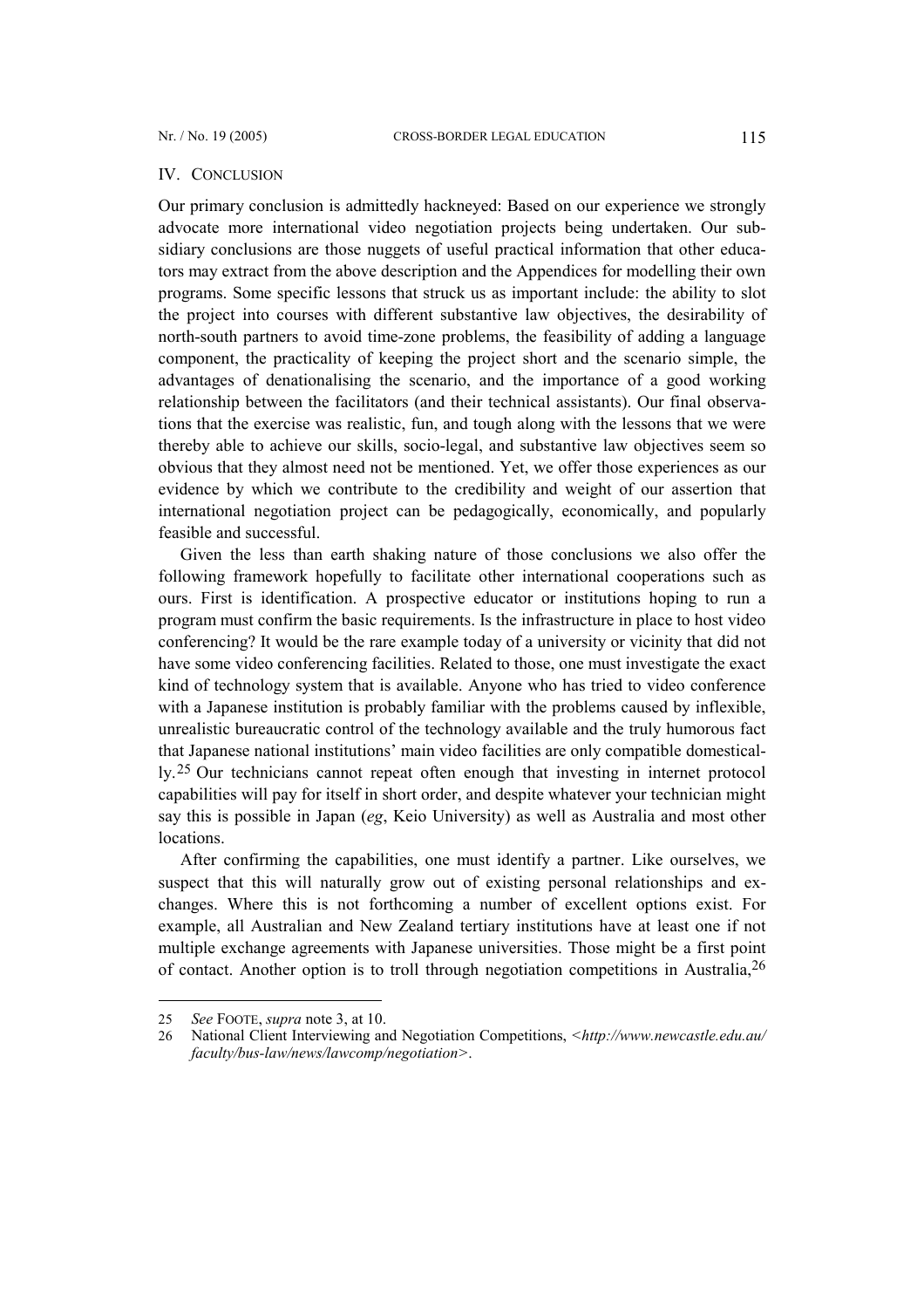## IV. CONCLUSION

Our primary conclusion is admittedly hackneyed: Based on our experience we strongly advocate more international video negotiation projects being undertaken. Our subsidiary conclusions are those nuggets of useful practical information that other educators may extract from the above description and the Appendices for modelling their own programs. Some specific lessons that struck us as important include: the ability to slot the project into courses with different substantive law objectives, the desirability of north-south partners to avoid time-zone problems, the feasibility of adding a language component, the practicality of keeping the project short and the scenario simple, the advantages of denationalising the scenario, and the importance of a good working relationship between the facilitators (and their technical assistants). Our final observations that the exercise was realistic, fun, and tough along with the lessons that we were thereby able to achieve our skills, socio-legal, and substantive law objectives seem so obvious that they almost need not be mentioned. Yet, we offer those experiences as our evidence by which we contribute to the credibility and weight of our assertion that international negotiation project can be pedagogically, economically, and popularly feasible and successful.

Given the less than earth shaking nature of those conclusions we also offer the following framework hopefully to facilitate other international cooperations such as ours. First is identification. A prospective educator or institutions hoping to run a program must confirm the basic requirements. Is the infrastructure in place to host video conferencing? It would be the rare example today of a university or vicinity that did not have some video conferencing facilities. Related to those, one must investigate the exact kind of technology system that is available. Anyone who has tried to video conference with a Japanese institution is probably familiar with the problems caused by inflexible, unrealistic bureaucratic control of the technology available and the truly humorous fact that Japanese national institutions' main video facilities are only compatible domestically.[25] Our technicians cannot repeat often enough that investing in internet protocol capabilities will pay for itself in short order, and despite whatever your technician might say this is possible in Japan (*eg*, Keio University) as well as Australia and most other locations.

After confirming the capabilities, one must identify a partner. Like ourselves, we suspect that this will naturally grow out of existing personal relationships and exchanges. Where this is not forthcoming a number of excellent options exist. For example, all Australian and New Zealand tertiary institutions have at least one if not multiple exchange agreements with Japanese universities. Those might be a first point of contact. Another option is to troll through negotiation competitions in Australia,[26]

---

25 *See* FOOTE, *supra* note 3, at 10.

26 National Client Interviewing and Negotiation Competitions, <*http://www.newcastle.edu.au/faculty/bus-law/news/lawcomp/negotiation*>.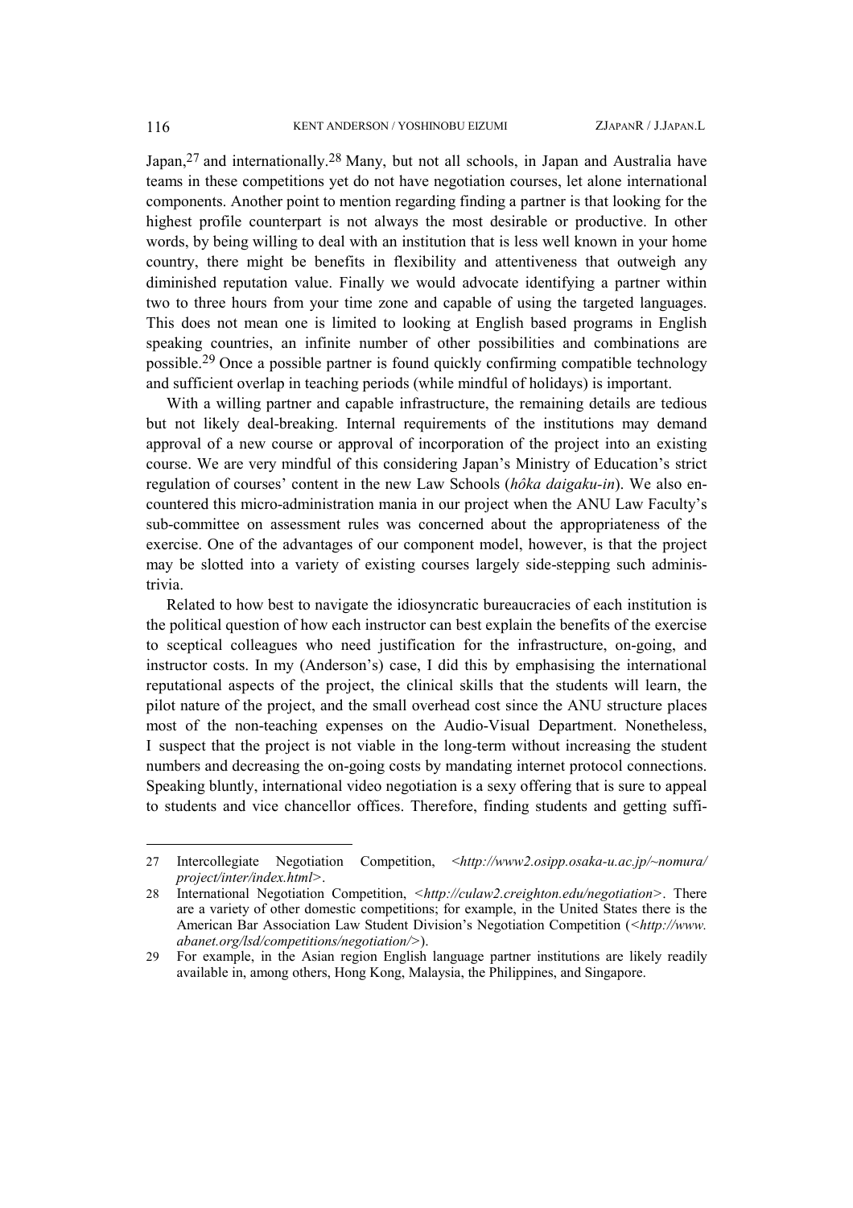Japan,[27] and internationally.[28] Many, but not all schools, in Japan and Australia have teams in these competitions yet do not have negotiation courses, let alone international components. Another point to mention regarding finding a partner is that looking for the highest profile counterpart is not always the most desirable or productive. In other words, by being willing to deal with an institution that is less well known in your home country, there might be benefits in flexibility and attentiveness that outweigh any diminished reputation value. Finally we would advocate identifying a partner within two to three hours from your time zone and capable of using the targeted languages. This does not mean one is limited to looking at English based programs in English speaking countries, an infinite number of other possibilities and combinations are possible.[29] Once a possible partner is found quickly confirming compatible technology and sufficient overlap in teaching periods (while mindful of holidays) is important.

With a willing partner and capable infrastructure, the remaining details are tedious but not likely deal-breaking. Internal requirements of the institutions may demand approval of a new course or approval of incorporation of the project into an existing course. We are very mindful of this considering Japan's Ministry of Education's strict regulation of courses' content in the new Law Schools (*hôka daigaku-in*). We also encountered this micro-administration mania in our project when the ANU Law Faculty's sub-committee on assessment rules was concerned about the appropriateness of the exercise. One of the advantages of our component model, however, is that the project may be slotted into a variety of existing courses largely side-stepping such administrivia.

Related to how best to navigate the idiosyncratic bureaucracies of each institution is the political question of how each instructor can best explain the benefits of the exercise to sceptical colleagues who need justification for the infrastructure, on-going, and instructor costs. In my (Anderson's) case, I did this by emphasising the international reputational aspects of the project, the clinical skills that the students will learn, the pilot nature of the project, and the small overhead cost since the ANU structure places most of the non-teaching expenses on the Audio-Visual Department. Nonetheless, I suspect that the project is not viable in the long-term without increasing the student numbers and decreasing the on-going costs by mandating internet protocol connections. Speaking bluntly, international video negotiation is a sexy offering that is sure to appeal to students and vice chancellor offices. Therefore, finding students and getting suffi-

---

27 Intercollegiate Negotiation Competition, <*http://www2.osipp.osaka-u.ac.jp/~nomura/project/inter/index.html*>.

28 International Negotiation Competition, <*http://culaw2.creighton.edu/negotiation*>. There are a variety of other domestic competitions; for example, in the United States there is the American Bar Association Law Student Division's Negotiation Competition (<*http://www.abanet.org/lsd/competitions/negotiation/*>).

29 For example, in the Asian region English language partner institutions are likely readily available in, among others, Hong Kong, Malaysia, the Philippines, and Singapore.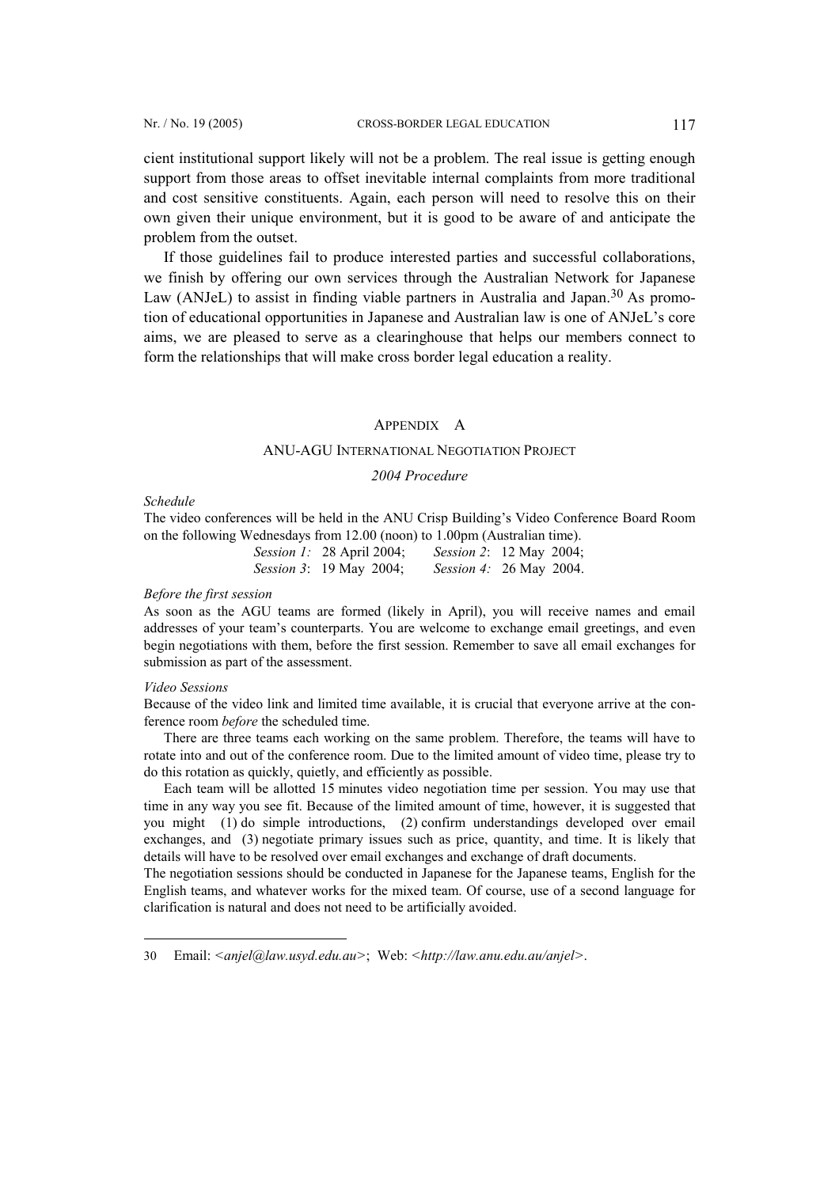cient institutional support likely will not be a problem. The real issue is getting enough support from those areas to offset inevitable internal complaints from more traditional and cost sensitive constituents. Again, each person will need to resolve this on their own given their unique environment, but it is good to be aware of and anticipate the problem from the outset.

If those guidelines fail to produce interested parties and successful collaborations, we finish by offering our own services through the Australian Network for Japanese Law (ANJeL) to assist in finding viable partners in Australia and Japan.[30] As promotion of educational opportunities in Japanese and Australian law is one of ANJeL's core aims, we are pleased to serve as a clearinghouse that helps our members connect to form the relationships that will make cross border legal education a reality.

## APPENDIX A

### ANU-AGU INTERNATIONAL NEGOTIATION PROJECT

*2004 Procedure*

*Schedule*

The video conferences will be held in the ANU Crisp Building's Video Conference Board Room on the following Wednesdays from 12.00 (noon) to 1.00pm (Australian time).

*Session 1:* 28 April 2004; *Session 2*: 12 May 2004;
*Session 3*: 19 May 2004; *Session 4:* 26 May 2004.

*Before the first session*

As soon as the AGU teams are formed (likely in April), you will receive names and email addresses of your team's counterparts. You are welcome to exchange email greetings, and even begin negotiations with them, before the first session. Remember to save all email exchanges for submission as part of the assessment.

*Video Sessions*

Because of the video link and limited time available, it is crucial that everyone arrive at the conference room *before* the scheduled time.

There are three teams each working on the same problem. Therefore, the teams will have to rotate into and out of the conference room. Due to the limited amount of video time, please try to do this rotation as quickly, quietly, and efficiently as possible.

Each team will be allotted 15 minutes video negotiation time per session. You may use that time in any way you see fit. Because of the limited amount of time, however, it is suggested that you might (1) do simple introductions, (2) confirm understandings developed over email exchanges, and (3) negotiate primary issues such as price, quantity, and time. It is likely that details will have to be resolved over email exchanges and exchange of draft documents.

The negotiation sessions should be conducted in Japanese for the Japanese teams, English for the English teams, and whatever works for the mixed team. Of course, use of a second language for clarification is natural and does not need to be artificially avoided.

---

30 Email: <*anjel@law.usyd.edu.au*>; Web: <*http://law.anu.edu.au/anjel*>.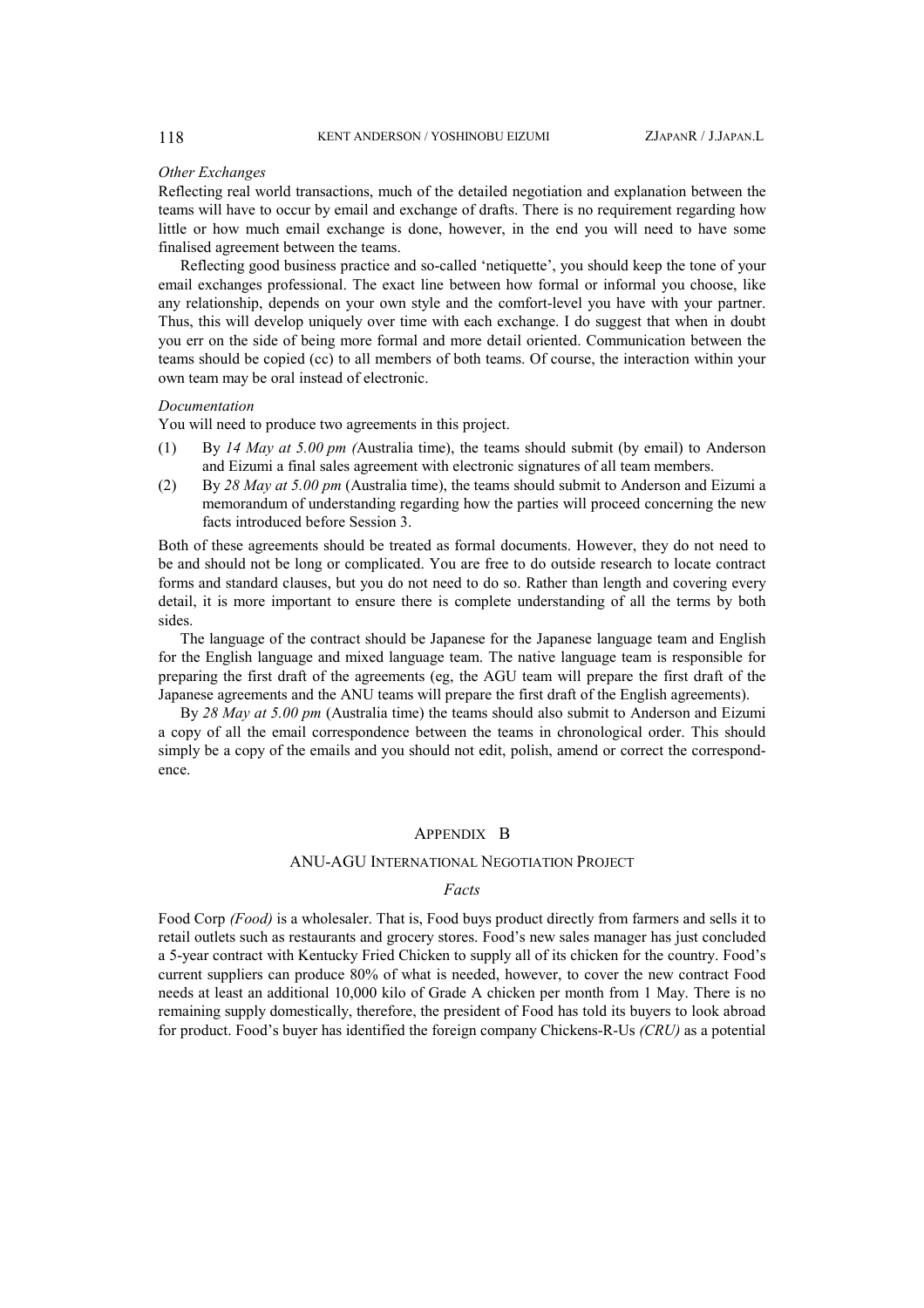*Other Exchanges*

Reflecting real world transactions, much of the detailed negotiation and explanation between the teams will have to occur by email and exchange of drafts. There is no requirement regarding how little or how much email exchange is done, however, in the end you will need to have some finalised agreement between the teams.

Reflecting good business practice and so-called 'netiquette', you should keep the tone of your email exchanges professional. The exact line between how formal or informal you choose, like any relationship, depends on your own style and the comfort-level you have with your partner. Thus, this will develop uniquely over time with each exchange. I do suggest that when in doubt you err on the side of being more formal and more detail oriented. Communication between the teams should be copied (cc) to all members of both teams. Of course, the interaction within your own team may be oral instead of electronic.

*Documentation*

You will need to produce two agreements in this project.

(1) By *14 May at 5.00 pm (*Australia time), the teams should submit (by email) to Anderson and Eizumi a final sales agreement with electronic signatures of all team members.

(2) By *28 May at 5.00 pm* (Australia time), the teams should submit to Anderson and Eizumi a memorandum of understanding regarding how the parties will proceed concerning the new facts introduced before Session 3.

Both of these agreements should be treated as formal documents. However, they do not need to be and should not be long or complicated. You are free to do outside research to locate contract forms and standard clauses, but you do not need to do so. Rather than length and covering every detail, it is more important to ensure there is complete understanding of all the terms by both sides.

The language of the contract should be Japanese for the Japanese language team and English for the English language and mixed language team. The native language team is responsible for preparing the first draft of the agreements (eg, the AGU team will prepare the first draft of the Japanese agreements and the ANU teams will prepare the first draft of the English agreements).

By *28 May at 5.00 pm* (Australia time) the teams should also submit to Anderson and Eizumi a copy of all the email correspondence between the teams in chronological order. This should simply be a copy of the emails and you should not edit, polish, amend or correct the correspondence.

## APPENDIX B

### ANU-AGU INTERNATIONAL NEGOTIATION PROJECT

*Facts*

Food Corp *(Food)* is a wholesaler. That is, Food buys product directly from farmers and sells it to retail outlets such as restaurants and grocery stores. Food's new sales manager has just concluded a 5-year contract with Kentucky Fried Chicken to supply all of its chicken for the country. Food's current suppliers can produce 80% of what is needed, however, to cover the new contract Food needs at least an additional 10,000 kilo of Grade A chicken per month from 1 May. There is no remaining supply domestically, therefore, the president of Food has told its buyers to look abroad for product. Food's buyer has identified the foreign company Chickens-R-Us *(CRU)* as a potential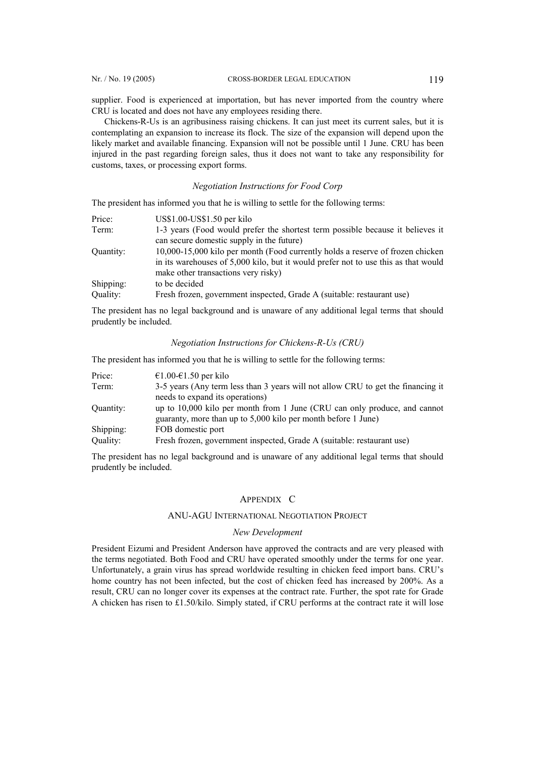supplier. Food is experienced at importation, but has never imported from the country where CRU is located and does not have any employees residing there.

Chickens-R-Us is an agribusiness raising chickens. It can just meet its current sales, but it is contemplating an expansion to increase its flock. The size of the expansion will depend upon the likely market and available financing. Expansion will not be possible until 1 June. CRU has been injured in the past regarding foreign sales, thus it does not want to take any responsibility for customs, taxes, or processing export forms.

### *Negotiation Instructions for Food Corp*

The president has informed you that he is willing to settle for the following terms:

| | |
|---|---|
| Price: | US$1.00-US$1.50 per kilo |
| Term: | 1-3 years (Food would prefer the shortest term possible because it believes it can secure domestic supply in the future) |
| Quantity: | 10,000-15,000 kilo per month (Food currently holds a reserve of frozen chicken in its warehouses of 5,000 kilo, but it would prefer not to use this as that would make other transactions very risky) |
| Shipping: | to be decided |
| Quality: | Fresh frozen, government inspected, Grade A (suitable: restaurant use) |

The president has no legal background and is unaware of any additional legal terms that should prudently be included.

### *Negotiation Instructions for Chickens-R-Us (CRU)*

The president has informed you that he is willing to settle for the following terms:

| | |
|---|---|
| Price: | €1.00-€1.50 per kilo |
| Term: | 3-5 years (Any term less than 3 years will not allow CRU to get the financing it needs to expand its operations) |
| Quantity: | up to 10,000 kilo per month from 1 June (CRU can only produce, and cannot guaranty, more than up to 5,000 kilo per month before 1 June) |
| Shipping: | FOB domestic port |
| Quality: | Fresh frozen, government inspected, Grade A (suitable: restaurant use) |

The president has no legal background and is unaware of any additional legal terms that should prudently be included.

## APPENDIX C

### ANU-AGU INTERNATIONAL NEGOTIATION PROJECT

#### *New Development*

President Eizumi and President Anderson have approved the contracts and are very pleased with the terms negotiated. Both Food and CRU have operated smoothly under the terms for one year. Unfortunately, a grain virus has spread worldwide resulting in chicken feed import bans. CRU's home country has not been infected, but the cost of chicken feed has increased by 200%. As a result, CRU can no longer cover its expenses at the contract rate. Further, the spot rate for Grade A chicken has risen to £1.50/kilo. Simply stated, if CRU performs at the contract rate it will lose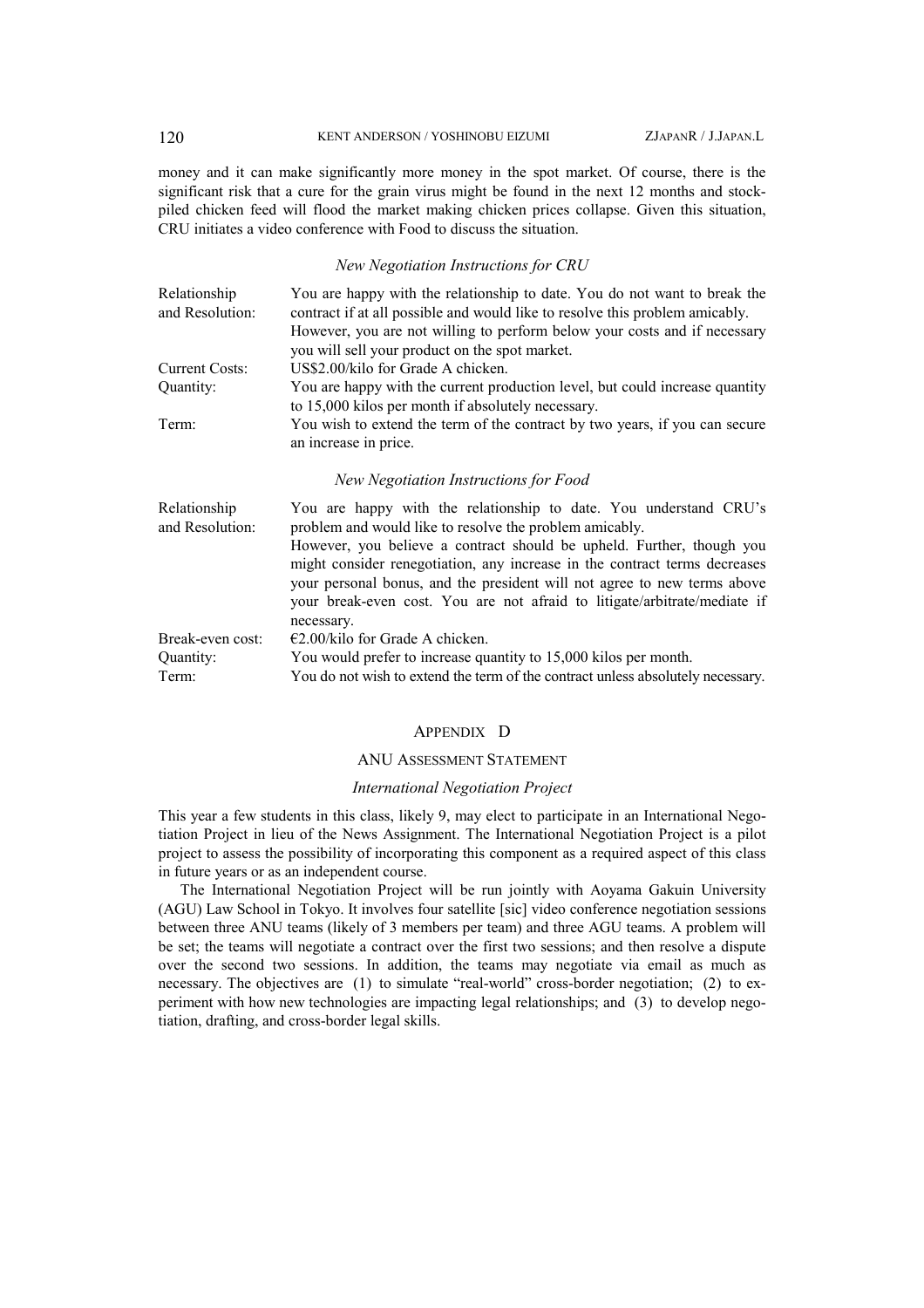money and it can make significantly more money in the spot market. Of course, there is the significant risk that a cure for the grain virus might be found in the next 12 months and stock-piled chicken feed will flood the market making chicken prices collapse. Given this situation, CRU initiates a video conference with Food to discuss the situation.

*New Negotiation Instructions for CRU*

| | |
|---|---|
| Relationship and Resolution: | You are happy with the relationship to date. You do not want to break the contract if at all possible and would like to resolve this problem amicably. However, you are not willing to perform below your costs and if necessary you will sell your product on the spot market. |
| Current Costs: | US$2.00/kilo for Grade A chicken. |
| Quantity: | You are happy with the current production level, but could increase quantity to 15,000 kilos per month if absolutely necessary. |
| Term: | You wish to extend the term of the contract by two years, if you can secure an increase in price. |

*New Negotiation Instructions for Food*

| | |
|---|---|
| Relationship and Resolution: | You are happy with the relationship to date. You understand CRU's problem and would like to resolve the problem amicably. However, you believe a contract should be upheld. Further, though you might consider renegotiation, any increase in the contract terms decreases your personal bonus, and the president will not agree to new terms above your break-even cost. You are not afraid to litigate/arbitrate/mediate if necessary. |
| Break-even cost: | €2.00/kilo for Grade A chicken. |
| Quantity: | You would prefer to increase quantity to 15,000 kilos per month. |
| Term: | You do not wish to extend the term of the contract unless absolutely necessary. |

## APPENDIX D

### ANU ASSESSMENT STATEMENT

*International Negotiation Project*

This year a few students in this class, likely 9, may elect to participate in an International Negotiation Project in lieu of the News Assignment. The International Negotiation Project is a pilot project to assess the possibility of incorporating this component as a required aspect of this class in future years or as an independent course.

The International Negotiation Project will be run jointly with Aoyama Gakuin University (AGU) Law School in Tokyo. It involves four satellite [sic] video conference negotiation sessions between three ANU teams (likely of 3 members per team) and three AGU teams. A problem will be set; the teams will negotiate a contract over the first two sessions; and then resolve a dispute over the second two sessions. In addition, the teams may negotiate via email as much as necessary. The objectives are (1) to simulate "real-world" cross-border negotiation; (2) to experiment with how new technologies are impacting legal relationships; and (3) to develop negotiation, drafting, and cross-border legal skills.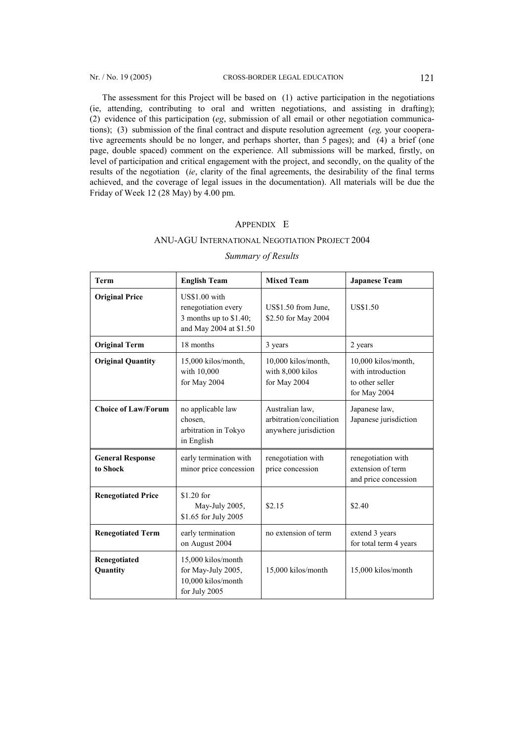The assessment for this Project will be based on (1) active participation in the negotiations (ie, attending, contributing to oral and written negotiations, and assisting in drafting); (2) evidence of this participation (*eg*, submission of all email or other negotiation communications); (3) submission of the final contract and dispute resolution agreement (*eg,* your cooperative agreements should be no longer, and perhaps shorter, than 5 pages); and (4) a brief (one page, double spaced) comment on the experience. All submissions will be marked, firstly, on level of participation and critical engagement with the project, and secondly, on the quality of the results of the negotiation (*ie*, clarity of the final agreements, the desirability of the final terms achieved, and the coverage of legal issues in the documentation). All materials will be due the Friday of Week 12 (28 May) by 4.00 pm.

## APPENDIX E

### ANU-AGU INTERNATIONAL NEGOTIATION PROJECT 2004

*Summary of Results*

| Term | English Team | Mixed Team | Japanese Team |
|---|---|---|---|
| **Original Price** | US$1.00 with renegotiation every 3 months up to $1.40; and May 2004 at $1.50 | US$1.50 from June, $2.50 for May 2004 | US$1.50 |
| **Original Term** | 18 months | 3 years | 2 years |
| **Original Quantity** | 15,000 kilos/month, with 10,000 for May 2004 | 10,000 kilos/month, with 8,000 kilos for May 2004 | 10,000 kilos/month, with introduction to other seller for May 2004 |
| **Choice of Law/Forum** | no applicable law chosen, arbitration in Tokyo in English | Australian law, arbitration/conciliation anywhere jurisdiction | Japanese law, Japanese jurisdiction |
| **General Response to Shock** | early termination with minor price concession | renegotiation with price concession | renegotiation with extension of term and price concession |
| **Renegotiated Price** | $1.20 for May-July 2005, $1.65 for July 2005 | $2.15 | $2.40 |
| **Renegotiated Term** | early termination on August 2004 | no extension of term | extend 3 years for total term 4 years |
| **Renegotiated Quantity** | 15,000 kilos/month for May-July 2005, 10,000 kilos/month for July 2005 | 15,000 kilos/month | 15,000 kilos/month |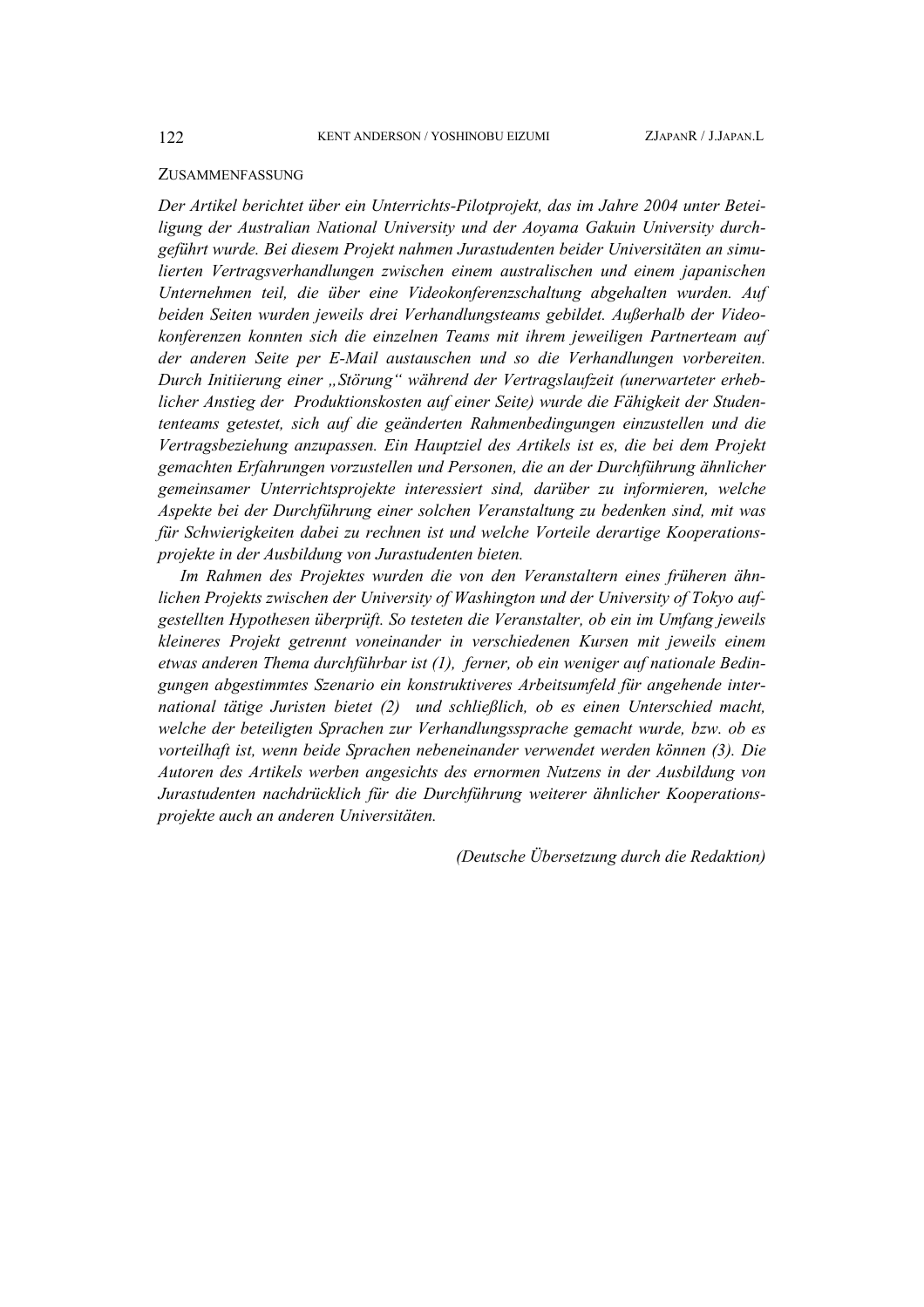## ZUSAMMENFASSUNG

*Der Artikel berichtet über ein Unterrichts-Pilotprojekt, das im Jahre 2004 unter Beteiligung der Australian National University und der Aoyama Gakuin University durchgeführt wurde. Bei diesem Projekt nahmen Jurastudenten beider Universitäten an simulierten Vertragsverhandlungen zwischen einem australischen und einem japanischen Unternehmen teil, die über eine Videokonferenzschaltung abgehalten wurden. Auf beiden Seiten wurden jeweils drei Verhandlungsteams gebildet. Außerhalb der Videokonferenzen konnten sich die einzelnen Teams mit ihrem jeweiligen Partnerteam auf der anderen Seite per E-Mail austauschen und so die Verhandlungen vorbereiten. Durch Initiierung einer „Störung" während der Vertragslaufzeit (unerwarteter erheblicher Anstieg der Produktionskosten auf einer Seite) wurde die Fähigkeit der Studententeams getestet, sich auf die geänderten Rahmenbedingungen einzustellen und die Vertragsbeziehung anzupassen. Ein Hauptziel des Artikels ist es, die bei dem Projekt gemachten Erfahrungen vorzustellen und Personen, die an der Durchführung ähnlicher gemeinsamer Unterrichtsprojekte interessiert sind, darüber zu informieren, welche Aspekte bei der Durchführung einer solchen Veranstaltung zu bedenken sind, mit was für Schwierigkeiten dabei zu rechnen ist und welche Vorteile derartige Kooperationsprojekte in der Ausbildung von Jurastudenten bieten.*

*Im Rahmen des Projektes wurden die von den Veranstaltern eines früheren ähnlichen Projekts zwischen der University of Washington und der University of Tokyo aufgestellten Hypothesen überprüft. So testeten die Veranstalter, ob ein im Umfang jeweils kleineres Projekt getrennt voneinander in verschiedenen Kursen mit jeweils einem etwas anderen Thema durchführbar ist (1), ferner, ob ein weniger auf nationale Bedingungen abgestimmtes Szenario ein konstruktiveres Arbeitsumfeld für angehende international tätige Juristen bietet (2) und schließlich, ob es einen Unterschied macht, welche der beteiligten Sprachen zur Verhandlungssprache gemacht wurde, bzw. ob es vorteilhaft ist, wenn beide Sprachen nebeneinander verwendet werden können (3). Die Autoren des Artikels werben angesichts des ernormen Nutzens in der Ausbildung von Jurastudenten nachdrücklich für die Durchführung weiterer ähnlicher Kooperationsprojekte auch an anderen Universitäten.*

*(Deutsche Übersetzung durch die Redaktion)*